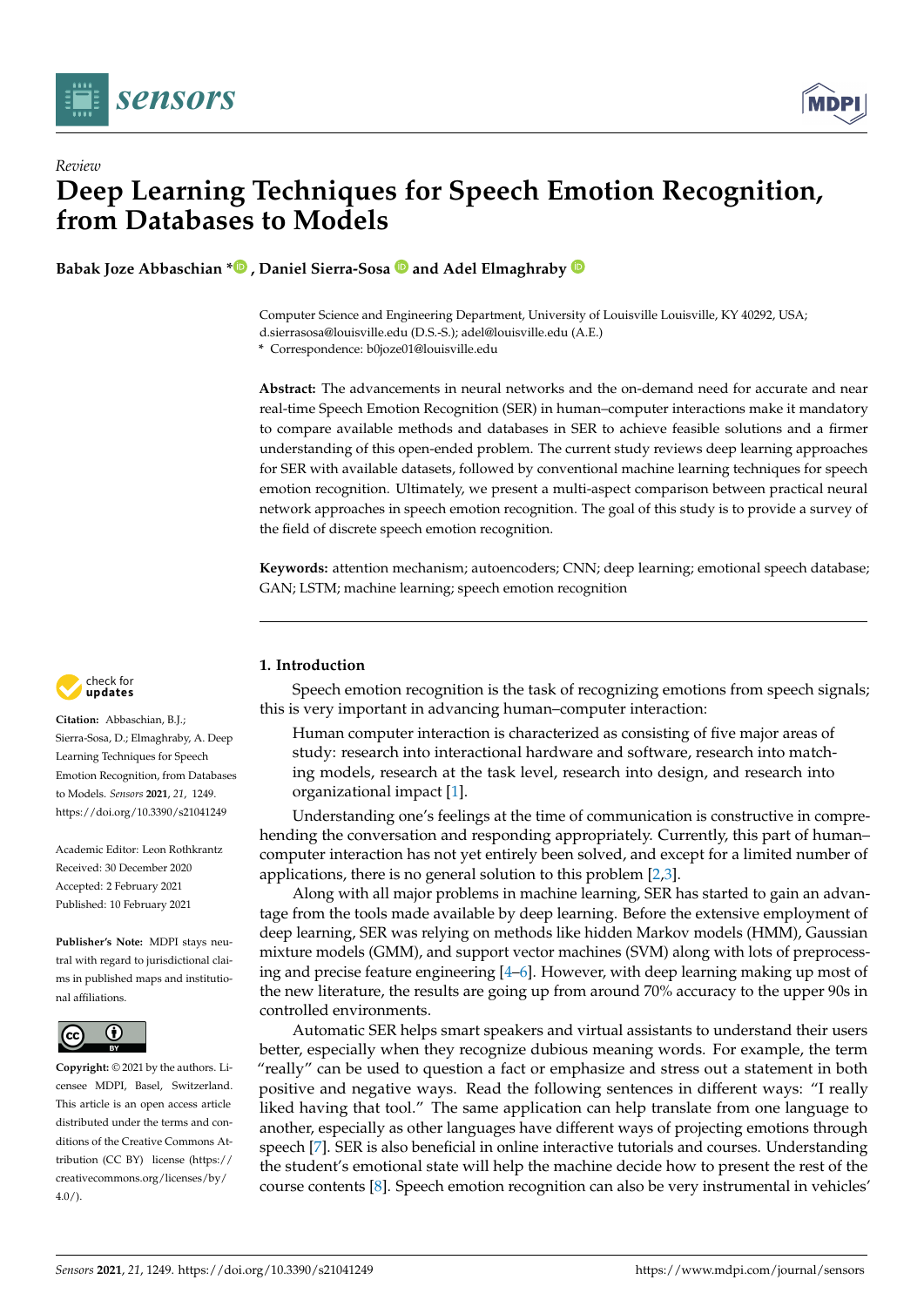*Review*

# Deep Learning Techniques for Speech Emotion Recognition, from Databases to Models

**Babak Joze Abbaschian \*, Daniel Sierra-Sosa and Adel Elmaghraby**

Computer Science and Engineering Department, University of Louisville Louisville, KY 40292, USA; d.sierrasosa@louisville.edu (D.S.-S.); adel@louisville.edu (A.E.)
\* Correspondence: b0joze01@louisville.edu

**Abstract:** The advancements in neural networks and the on-demand need for accurate and near real-time Speech Emotion Recognition (SER) in human–computer interactions make it mandatory to compare available methods and databases in SER to achieve feasible solutions and a firmer understanding of this open-ended problem. The current study reviews deep learning approaches for SER with available datasets, followed by conventional machine learning techniques for speech emotion recognition. Ultimately, we present a multi-aspect comparison between practical neural network approaches in speech emotion recognition. The goal of this study is to provide a survey of the field of discrete speech emotion recognition.

**Keywords:** attention mechanism; autoencoders; CNN; deep learning; emotional speech database; GAN; LSTM; machine learning; speech emotion recognition

**Citation:** Abbaschian, B.J.; Sierra-Sosa, D.; Elmaghraby, A. Deep Learning Techniques for Speech Emotion Recognition, from Databases to Models. *Sensors* **2021**, *21*, 1249. https://doi.org/10.3390/s21041249

Academic Editor: Leon Rothkrantz

Received: 30 December 2020
Accepted: 2 February 2021
Published: 10 February 2021

**Publisher's Note:** MDPI stays neutral with regard to jurisdictional claims in published maps and institutional affiliations.

**Copyright:** © 2021 by the authors. Licensee MDPI, Basel, Switzerland. This article is an open access article distributed under the terms and conditions of the Creative Commons Attribution (CC BY) license (https://creativecommons.org/licenses/by/4.0/).

## 1. Introduction

Speech emotion recognition is the task of recognizing emotions from speech signals; this is very important in advancing human–computer interaction:

> Human computer interaction is characterized as consisting of five major areas of study: research into interactional hardware and software, research into matching models, research at the task level, research into design, and research into organizational impact [1].

Understanding one's feelings at the time of communication is constructive in comprehending the conversation and responding appropriately. Currently, this part of human–computer interaction has not yet entirely been solved, and except for a limited number of applications, there is no general solution to this problem [2,3].

Along with all major problems in machine learning, SER has started to gain an advantage from the tools made available by deep learning. Before the extensive employment of deep learning, SER was relying on methods like hidden Markov models (HMM), Gaussian mixture models (GMM), and support vector machines (SVM) along with lots of preprocessing and precise feature engineering [4–6]. However, with deep learning making up most of the new literature, the results are going up from around 70% accuracy to the upper 90s in controlled environments.

Automatic SER helps smart speakers and virtual assistants to understand their users better, especially when they recognize dubious meaning words. For example, the term "really" can be used to question a fact or emphasize and stress out a statement in both positive and negative ways. Read the following sentences in different ways: "I really liked having that tool." The same application can help translate from one language to another, especially as other languages have different ways of projecting emotions through speech [7]. SER is also beneficial in online interactive tutorials and courses. Understanding the student's emotional state will help the machine decide how to present the rest of the course contents [8]. Speech emotion recognition can also be very instrumental in vehicles'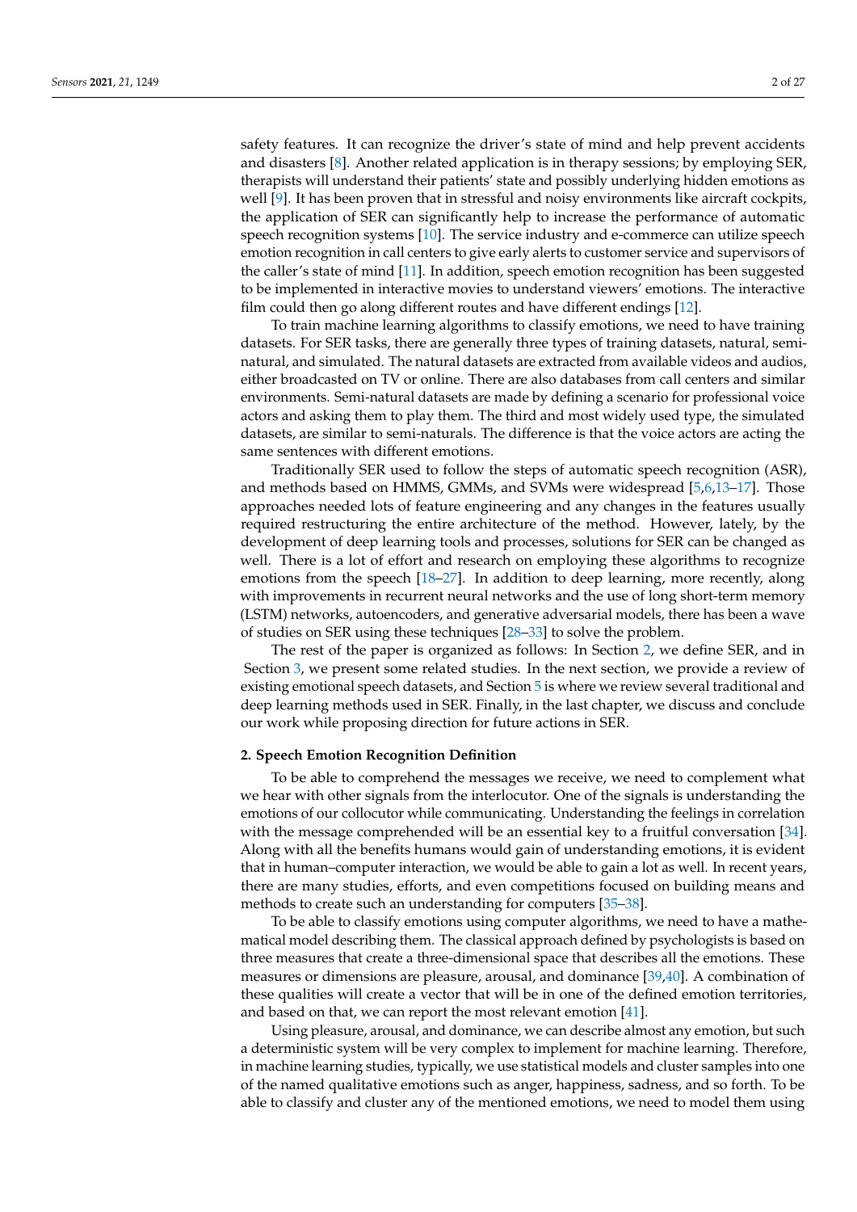safety features. It can recognize the driver's state of mind and help prevent accidents and disasters [8]. Another related application is in therapy sessions; by employing SER, therapists will understand their patients' state and possibly underlying hidden emotions as well [9]. It has been proven that in stressful and noisy environments like aircraft cockpits, the application of SER can significantly help to increase the performance of automatic speech recognition systems [10]. The service industry and e-commerce can utilize speech emotion recognition in call centers to give early alerts to customer service and supervisors of the caller's state of mind [11]. In addition, speech emotion recognition has been suggested to be implemented in interactive movies to understand viewers' emotions. The interactive film could then go along different routes and have different endings [12].

To train machine learning algorithms to classify emotions, we need to have training datasets. For SER tasks, there are generally three types of training datasets, natural, semi-natural, and simulated. The natural datasets are extracted from available videos and audios, either broadcasted on TV or online. There are also databases from call centers and similar environments. Semi-natural datasets are made by defining a scenario for professional voice actors and asking them to play them. The third and most widely used type, the simulated datasets, are similar to semi-naturals. The difference is that the voice actors are acting the same sentences with different emotions.

Traditionally SER used to follow the steps of automatic speech recognition (ASR), and methods based on HMMS, GMMs, and SVMs were widespread [5,6,13–17]. Those approaches needed lots of feature engineering and any changes in the features usually required restructuring the entire architecture of the method. However, lately, by the development of deep learning tools and processes, solutions for SER can be changed as well. There is a lot of effort and research on employing these algorithms to recognize emotions from the speech [18–27]. In addition to deep learning, more recently, along with improvements in recurrent neural networks and the use of long short-term memory (LSTM) networks, autoencoders, and generative adversarial models, there has been a wave of studies on SER using these techniques [28–33] to solve the problem.

The rest of the paper is organized as follows: In Section 2, we define SER, and in Section 3, we present some related studies. In the next section, we provide a review of existing emotional speech datasets, and Section 5 is where we review several traditional and deep learning methods used in SER. Finally, in the last chapter, we discuss and conclude our work while proposing direction for future actions in SER.

## 2. Speech Emotion Recognition Definition

To be able to comprehend the messages we receive, we need to complement what we hear with other signals from the interlocutor. One of the signals is understanding the emotions of our collocutor while communicating. Understanding the feelings in correlation with the message comprehended will be an essential key to a fruitful conversation [34]. Along with all the benefits humans would gain of understanding emotions, it is evident that in human–computer interaction, we would be able to gain a lot as well. In recent years, there are many studies, efforts, and even competitions focused on building means and methods to create such an understanding for computers [35–38].

To be able to classify emotions using computer algorithms, we need to have a mathematical model describing them. The classical approach defined by psychologists is based on three measures that create a three-dimensional space that describes all the emotions. These measures or dimensions are pleasure, arousal, and dominance [39,40]. A combination of these qualities will create a vector that will be in one of the defined emotion territories, and based on that, we can report the most relevant emotion [41].

Using pleasure, arousal, and dominance, we can describe almost any emotion, but such a deterministic system will be very complex to implement for machine learning. Therefore, in machine learning studies, typically, we use statistical models and cluster samples into one of the named qualitative emotions such as anger, happiness, sadness, and so forth. To be able to classify and cluster any of the mentioned emotions, we need to model them using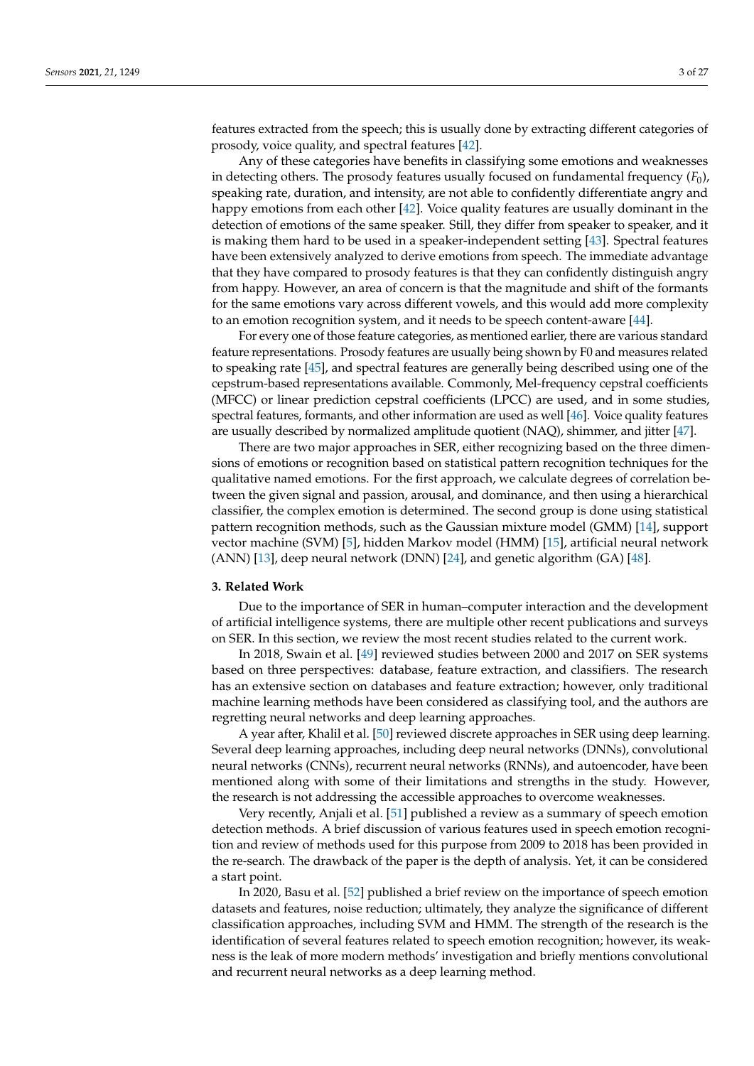features extracted from the speech; this is usually done by extracting different categories of prosody, voice quality, and spectral features [42].

Any of these categories have benefits in classifying some emotions and weaknesses in detecting others. The prosody features usually focused on fundamental frequency ($F_0$), speaking rate, duration, and intensity, are not able to confidently differentiate angry and happy emotions from each other [42]. Voice quality features are usually dominant in the detection of emotions of the same speaker. Still, they differ from speaker to speaker, and it is making them hard to be used in a speaker-independent setting [43]. Spectral features have been extensively analyzed to derive emotions from speech. The immediate advantage that they have compared to prosody features is that they can confidently distinguish angry from happy. However, an area of concern is that the magnitude and shift of the formants for the same emotions vary across different vowels, and this would add more complexity to an emotion recognition system, and it needs to be speech content-aware [44].

For every one of those feature categories, as mentioned earlier, there are various standard feature representations. Prosody features are usually being shown by F0 and measures related to speaking rate [45], and spectral features are generally being described using one of the cepstrum-based representations available. Commonly, Mel-frequency cepstral coefficients (MFCC) or linear prediction cepstral coefficients (LPCC) are used, and in some studies, spectral features, formants, and other information are used as well [46]. Voice quality features are usually described by normalized amplitude quotient (NAQ), shimmer, and jitter [47].

There are two major approaches in SER, either recognizing based on the three dimensions of emotions or recognition based on statistical pattern recognition techniques for the qualitative named emotions. For the first approach, we calculate degrees of correlation between the given signal and passion, arousal, and dominance, and then using a hierarchical classifier, the complex emotion is determined. The second group is done using statistical pattern recognition methods, such as the Gaussian mixture model (GMM) [14], support vector machine (SVM) [5], hidden Markov model (HMM) [15], artificial neural network (ANN) [13], deep neural network (DNN) [24], and genetic algorithm (GA) [48].

## 3. Related Work

Due to the importance of SER in human–computer interaction and the development of artificial intelligence systems, there are multiple other recent publications and surveys on SER. In this section, we review the most recent studies related to the current work.

In 2018, Swain et al. [49] reviewed studies between 2000 and 2017 on SER systems based on three perspectives: database, feature extraction, and classifiers. The research has an extensive section on databases and feature extraction; however, only traditional machine learning methods have been considered as classifying tool, and the authors are regretting neural networks and deep learning approaches.

A year after, Khalil et al. [50] reviewed discrete approaches in SER using deep learning. Several deep learning approaches, including deep neural networks (DNNs), convolutional neural networks (CNNs), recurrent neural networks (RNNs), and autoencoder, have been mentioned along with some of their limitations and strengths in the study. However, the research is not addressing the accessible approaches to overcome weaknesses.

Very recently, Anjali et al. [51] published a review as a summary of speech emotion detection methods. A brief discussion of various features used in speech emotion recognition and review of methods used for this purpose from 2009 to 2018 has been provided in the re-search. The drawback of the paper is the depth of analysis. Yet, it can be considered a start point.

In 2020, Basu et al. [52] published a brief review on the importance of speech emotion datasets and features, noise reduction; ultimately, they analyze the significance of different classification approaches, including SVM and HMM. The strength of the research is the identification of several features related to speech emotion recognition; however, its weakness is the leak of more modern methods' investigation and briefly mentions convolutional and recurrent neural networks as a deep learning method.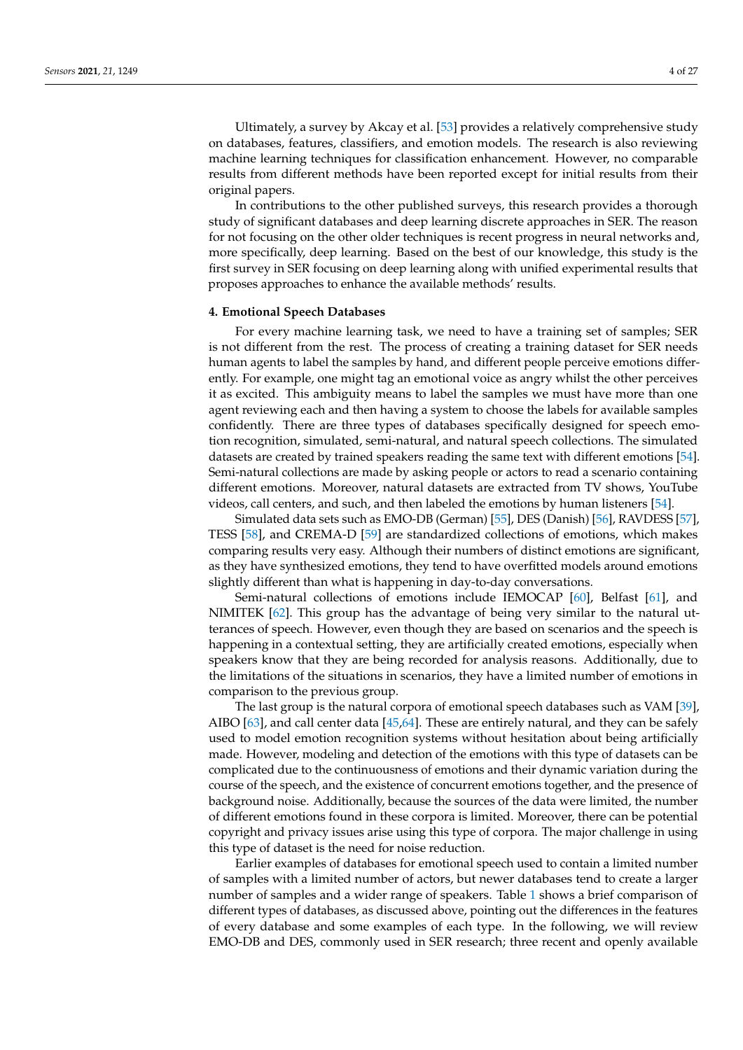Ultimately, a survey by Akcay et al. [53] provides a relatively comprehensive study on databases, features, classifiers, and emotion models. The research is also reviewing machine learning techniques for classification enhancement. However, no comparable results from different methods have been reported except for initial results from their original papers.

In contributions to the other published surveys, this research provides a thorough study of significant databases and deep learning discrete approaches in SER. The reason for not focusing on the other older techniques is recent progress in neural networks and, more specifically, deep learning. Based on the best of our knowledge, this study is the first survey in SER focusing on deep learning along with unified experimental results that proposes approaches to enhance the available methods' results.

## 4. Emotional Speech Databases

For every machine learning task, we need to have a training set of samples; SER is not different from the rest. The process of creating a training dataset for SER needs human agents to label the samples by hand, and different people perceive emotions differently. For example, one might tag an emotional voice as angry whilst the other perceives it as excited. This ambiguity means to label the samples we must have more than one agent reviewing each and then having a system to choose the labels for available samples confidently. There are three types of databases specifically designed for speech emotion recognition, simulated, semi-natural, and natural speech collections. The simulated datasets are created by trained speakers reading the same text with different emotions [54]. Semi-natural collections are made by asking people or actors to read a scenario containing different emotions. Moreover, natural datasets are extracted from TV shows, YouTube videos, call centers, and such, and then labeled the emotions by human listeners [54].

Simulated data sets such as EMO-DB (German) [55], DES (Danish) [56], RAVDESS [57], TESS [58], and CREMA-D [59] are standardized collections of emotions, which makes comparing results very easy. Although their numbers of distinct emotions are significant, as they have synthesized emotions, they tend to have overfitted models around emotions slightly different than what is happening in day-to-day conversations.

Semi-natural collections of emotions include IEMOCAP [60], Belfast [61], and NIMITEK [62]. This group has the advantage of being very similar to the natural utterances of speech. However, even though they are based on scenarios and the speech is happening in a contextual setting, they are artificially created emotions, especially when speakers know that they are being recorded for analysis reasons. Additionally, due to the limitations of the situations in scenarios, they have a limited number of emotions in comparison to the previous group.

The last group is the natural corpora of emotional speech databases such as VAM [39], AIBO [63], and call center data [45,64]. These are entirely natural, and they can be safely used to model emotion recognition systems without hesitation about being artificially made. However, modeling and detection of the emotions with this type of datasets can be complicated due to the continuousness of emotions and their dynamic variation during the course of the speech, and the existence of concurrent emotions together, and the presence of background noise. Additionally, because the sources of the data were limited, the number of different emotions found in these corpora is limited. Moreover, there can be potential copyright and privacy issues arise using this type of corpora. The major challenge in using this type of dataset is the need for noise reduction.

Earlier examples of databases for emotional speech used to contain a limited number of samples with a limited number of actors, but newer databases tend to create a larger number of samples and a wider range of speakers. Table 1 shows a brief comparison of different types of databases, as discussed above, pointing out the differences in the features of every database and some examples of each type. In the following, we will review EMO-DB and DES, commonly used in SER research; three recent and openly available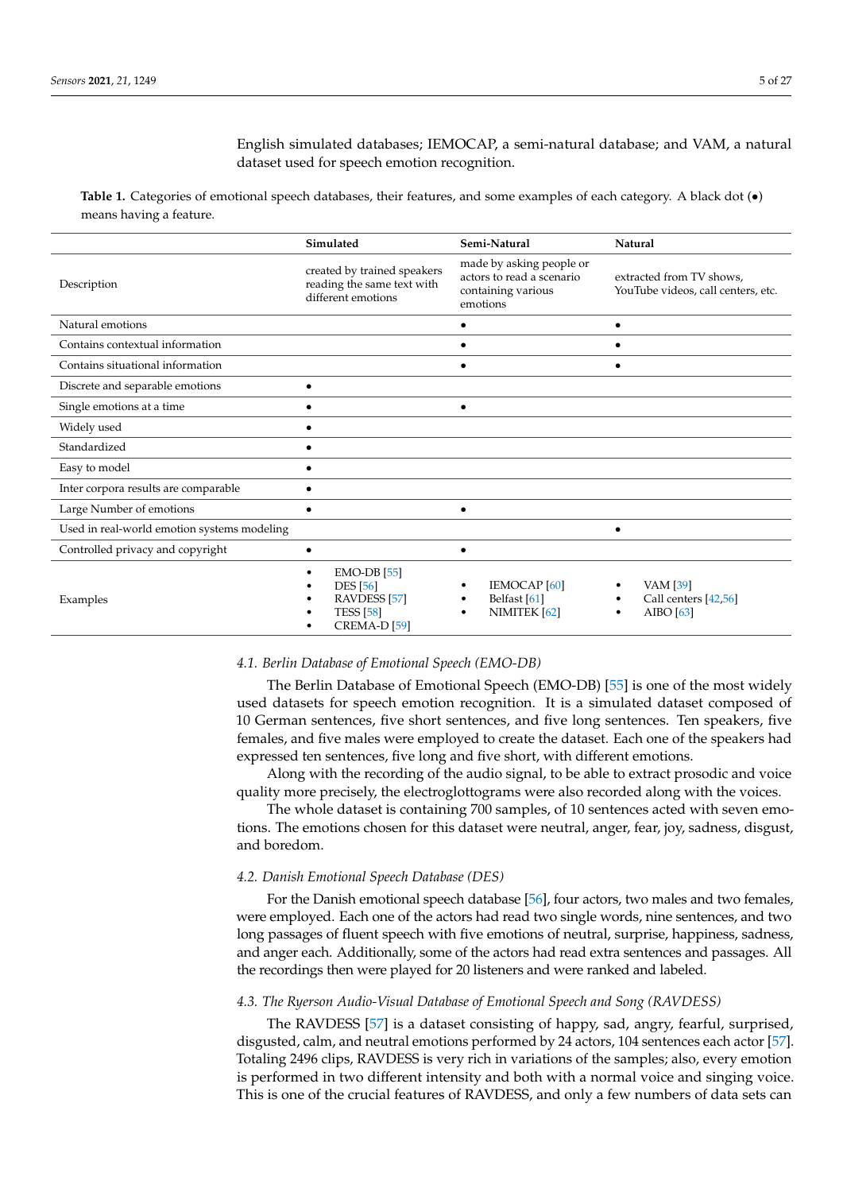English simulated databases; IEMOCAP, a semi-natural database; and VAM, a natural dataset used for speech emotion recognition.

**Table 1.** Categories of emotional speech databases, their features, and some examples of each category. A black dot (•) means having a feature.

| | Simulated | Semi-Natural | Natural |
|---|---|---|---|
| Description | created by trained speakers reading the same text with different emotions | made by asking people or actors to read a scenario containing various emotions | extracted from TV shows, YouTube videos, call centers, etc. |
| Natural emotions | | • | • |
| Contains contextual information | | • | • |
| Contains situational information | | • | • |
| Discrete and separable emotions | • | | |
| Single emotions at a time | • | • | |
| Widely used | • | | |
| Standardized | • | | |
| Easy to model | • | | |
| Inter corpora results are comparable | • | | |
| Large Number of emotions | • | • | |
| Used in real-world emotion systems modeling | | | • |
| Controlled privacy and copyright | • | • | |
| Examples | • EMO-DB [55] • DES [56] • RAVDESS [57] • TESS [58] • CREMA-D [59] | • IEMOCAP [60] • Belfast [61] • NIMITEK [62] | • VAM [39] • Call centers [42,56] • AIBO [63] |

### *4.1. Berlin Database of Emotional Speech (EMO-DB)*

The Berlin Database of Emotional Speech (EMO-DB) [55] is one of the most widely used datasets for speech emotion recognition. It is a simulated dataset composed of 10 German sentences, five short sentences, and five long sentences. Ten speakers, five females, and five males were employed to create the dataset. Each one of the speakers had expressed ten sentences, five long and five short, with different emotions.

Along with the recording of the audio signal, to be able to extract prosodic and voice quality more precisely, the electroglottograms were also recorded along with the voices.

The whole dataset is containing 700 samples, of 10 sentences acted with seven emotions. The emotions chosen for this dataset were neutral, anger, fear, joy, sadness, disgust, and boredom.

### *4.2. Danish Emotional Speech Database (DES)*

For the Danish emotional speech database [56], four actors, two males and two females, were employed. Each one of the actors had read two single words, nine sentences, and two long passages of fluent speech with five emotions of neutral, surprise, happiness, sadness, and anger each. Additionally, some of the actors had read extra sentences and passages. All the recordings then were played for 20 listeners and were ranked and labeled.

### *4.3. The Ryerson Audio-Visual Database of Emotional Speech and Song (RAVDESS)*

The RAVDESS [57] is a dataset consisting of happy, sad, angry, fearful, surprised, disgusted, calm, and neutral emotions performed by 24 actors, 104 sentences each actor [57]. Totaling 2496 clips, RAVDESS is very rich in variations of the samples; also, every emotion is performed in two different intensity and both with a normal voice and singing voice. This is one of the crucial features of RAVDESS, and only a few numbers of data sets can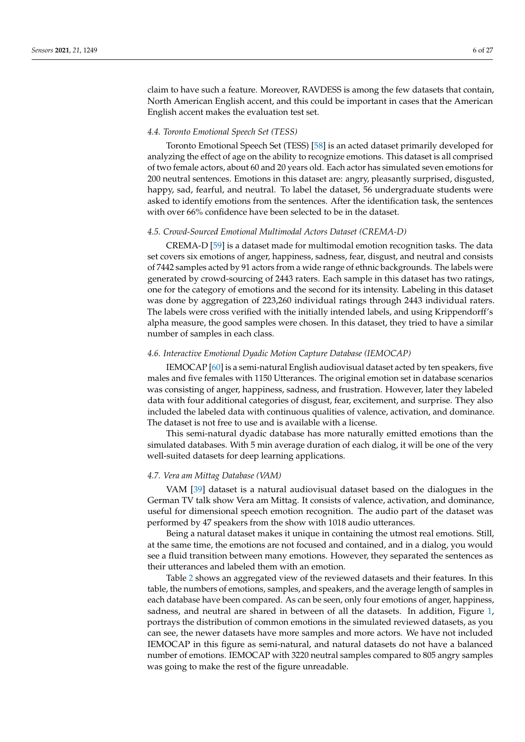claim to have such a feature. Moreover, RAVDESS is among the few datasets that contain, North American English accent, and this could be important in cases that the American English accent makes the evaluation test set.

### *4.4. Toronto Emotional Speech Set (TESS)*

Toronto Emotional Speech Set (TESS) [58] is an acted dataset primarily developed for analyzing the effect of age on the ability to recognize emotions. This dataset is all comprised of two female actors, about 60 and 20 years old. Each actor has simulated seven emotions for 200 neutral sentences. Emotions in this dataset are: angry, pleasantly surprised, disgusted, happy, sad, fearful, and neutral. To label the dataset, 56 undergraduate students were asked to identify emotions from the sentences. After the identification task, the sentences with over 66% confidence have been selected to be in the dataset.

### *4.5. Crowd-Sourced Emotional Multimodal Actors Dataset (CREMA-D)*

CREMA-D [59] is a dataset made for multimodal emotion recognition tasks. The data set covers six emotions of anger, happiness, sadness, fear, disgust, and neutral and consists of 7442 samples acted by 91 actors from a wide range of ethnic backgrounds. The labels were generated by crowd-sourcing of 2443 raters. Each sample in this dataset has two ratings, one for the category of emotions and the second for its intensity. Labeling in this dataset was done by aggregation of 223,260 individual ratings through 2443 individual raters. The labels were cross verified with the initially intended labels, and using Krippendorff's alpha measure, the good samples were chosen. In this dataset, they tried to have a similar number of samples in each class.

### *4.6. Interactive Emotional Dyadic Motion Capture Database (IEMOCAP)*

IEMOCAP [60] is a semi-natural English audiovisual dataset acted by ten speakers, five males and five females with 1150 Utterances. The original emotion set in database scenarios was consisting of anger, happiness, sadness, and frustration. However, later they labeled data with four additional categories of disgust, fear, excitement, and surprise. They also included the labeled data with continuous qualities of valence, activation, and dominance. The dataset is not free to use and is available with a license.

This semi-natural dyadic database has more naturally emitted emotions than the simulated databases. With 5 min average duration of each dialog, it will be one of the very well-suited datasets for deep learning applications.

### *4.7. Vera am Mittag Database (VAM)*

VAM [39] dataset is a natural audiovisual dataset based on the dialogues in the German TV talk show Vera am Mittag. It consists of valence, activation, and dominance, useful for dimensional speech emotion recognition. The audio part of the dataset was performed by 47 speakers from the show with 1018 audio utterances.

Being a natural dataset makes it unique in containing the utmost real emotions. Still, at the same time, the emotions are not focused and contained, and in a dialog, you would see a fluid transition between many emotions. However, they separated the sentences as their utterances and labeled them with an emotion.

Table 2 shows an aggregated view of the reviewed datasets and their features. In this table, the numbers of emotions, samples, and speakers, and the average length of samples in each database have been compared. As can be seen, only four emotions of anger, happiness, sadness, and neutral are shared in between of all the datasets. In addition, Figure 1, portrays the distribution of common emotions in the simulated reviewed datasets, as you can see, the newer datasets have more samples and more actors. We have not included IEMOCAP in this figure as semi-natural, and natural datasets do not have a balanced number of emotions. IEMOCAP with 3220 neutral samples compared to 805 angry samples was going to make the rest of the figure unreadable.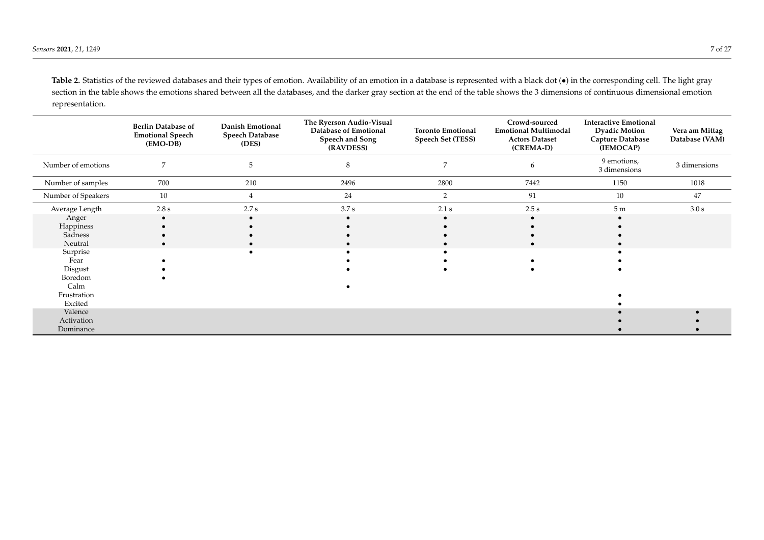**Table 2.** Statistics of the reviewed databases and their types of emotion. Availability of an emotion in a database is represented with a black dot (•) in the corresponding cell. The light gray section in the table shows the emotions shared between all the databases, and the darker gray section at the end of the table shows the 3 dimensions of continuous dimensional emotion representation.

| | Berlin Database of Emotional Speech (EMO-DB) | Danish Emotional Speech Database (DES) | The Ryerson Audio-Visual Database of Emotional Speech and Song (RAVDESS) | Toronto Emotional Speech Set (TESS) | Crowd-sourced Emotional Multimodal Actors Dataset (CREMA-D) | Interactive Emotional Dyadic Motion Capture Database (IEMOCAP) | Vera am Mittag Database (VAM) |
|---|---|---|---|---|---|---|---|
| Number of emotions | 7 | 5 | 8 | 7 | 6 | 9 emotions, 3 dimensions | 3 dimensions |
| Number of samples | 700 | 210 | 2496 | 2800 | 7442 | 1150 | 1018 |
| Number of Speakers | 10 | 4 | 24 | 2 | 91 | 10 | 47 |
| Average Length | 2.8 s | 2.7 s | 3.7 s | 2.1 s | 2.5 s | 5 m | 3.0 s |
| Anger | • | • | • | • | • | • | |
| Happiness | • | • | • | • | • | • | |
| Sadness | • | • | • | • | • | • | |
| Neutral | • | • | • | • | • | • | |
| Surprise | | • | • | • | | • | |
| Fear | • | | • | • | • | • | |
| Disgust | • | | • | • | • | • | |
| Boredom | • | | | | | | |
| Calm | | | • | | | | |
| Frustration | | | | | | • | |
| Excited | | | | | | • | |
| Valence | | | | | | • | • |
| Activation | | | | | | • | • |
| Dominance | | | | | | • | • |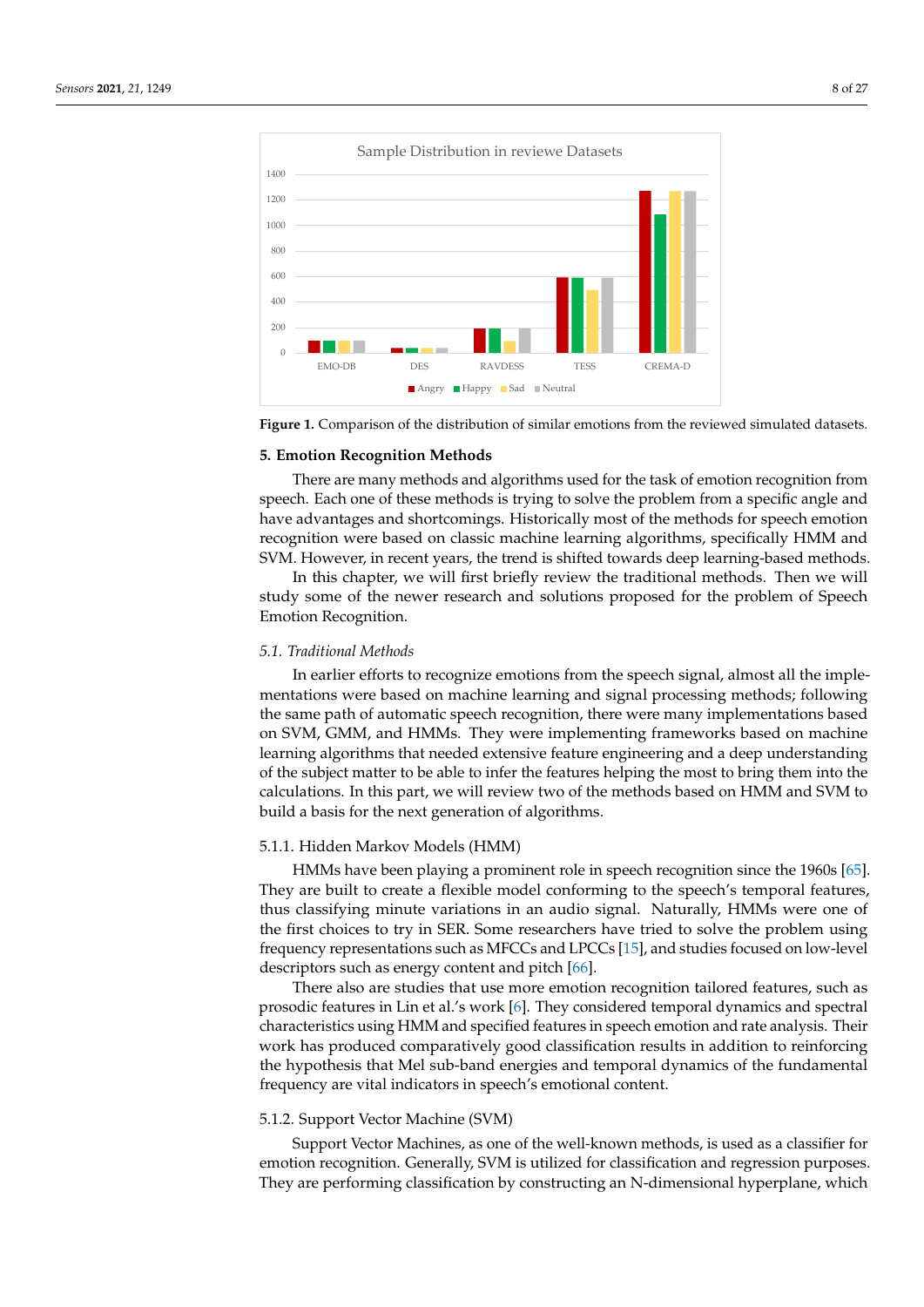**Figure 1.** Comparison of the distribution of similar emotions from the reviewed simulated datasets.

## 5. Emotion Recognition Methods

There are many methods and algorithms used for the task of emotion recognition from speech. Each one of these methods is trying to solve the problem from a specific angle and have advantages and shortcomings. Historically most of the methods for speech emotion recognition were based on classic machine learning algorithms, specifically HMM and SVM. However, in recent years, the trend is shifted towards deep learning-based methods.

In this chapter, we will first briefly review the traditional methods. Then we will study some of the newer research and solutions proposed for the problem of Speech Emotion Recognition.

### *5.1. Traditional Methods*

In earlier efforts to recognize emotions from the speech signal, almost all the implementations were based on machine learning and signal processing methods; following the same path of automatic speech recognition, there were many implementations based on SVM, GMM, and HMMs. They were implementing frameworks based on machine learning algorithms that needed extensive feature engineering and a deep understanding of the subject matter to be able to infer the features helping the most to bring them into the calculations. In this part, we will review two of the methods based on HMM and SVM to build a basis for the next generation of algorithms.

#### 5.1.1. Hidden Markov Models (HMM)

HMMs have been playing a prominent role in speech recognition since the 1960s [65]. They are built to create a flexible model conforming to the speech's temporal features, thus classifying minute variations in an audio signal. Naturally, HMMs were one of the first choices to try in SER. Some researchers have tried to solve the problem using frequency representations such as MFCCs and LPCCs [15], and studies focused on low-level descriptors such as energy content and pitch [66].

There also are studies that use more emotion recognition tailored features, such as prosodic features in Lin et al.'s work [6]. They considered temporal dynamics and spectral characteristics using HMM and specified features in speech emotion and rate analysis. Their work has produced comparatively good classification results in addition to reinforcing the hypothesis that Mel sub-band energies and temporal dynamics of the fundamental frequency are vital indicators in speech's emotional content.

#### 5.1.2. Support Vector Machine (SVM)

Support Vector Machines, as one of the well-known methods, is used as a classifier for emotion recognition. Generally, SVM is utilized for classification and regression purposes. They are performing classification by constructing an N-dimensional hyperplane, which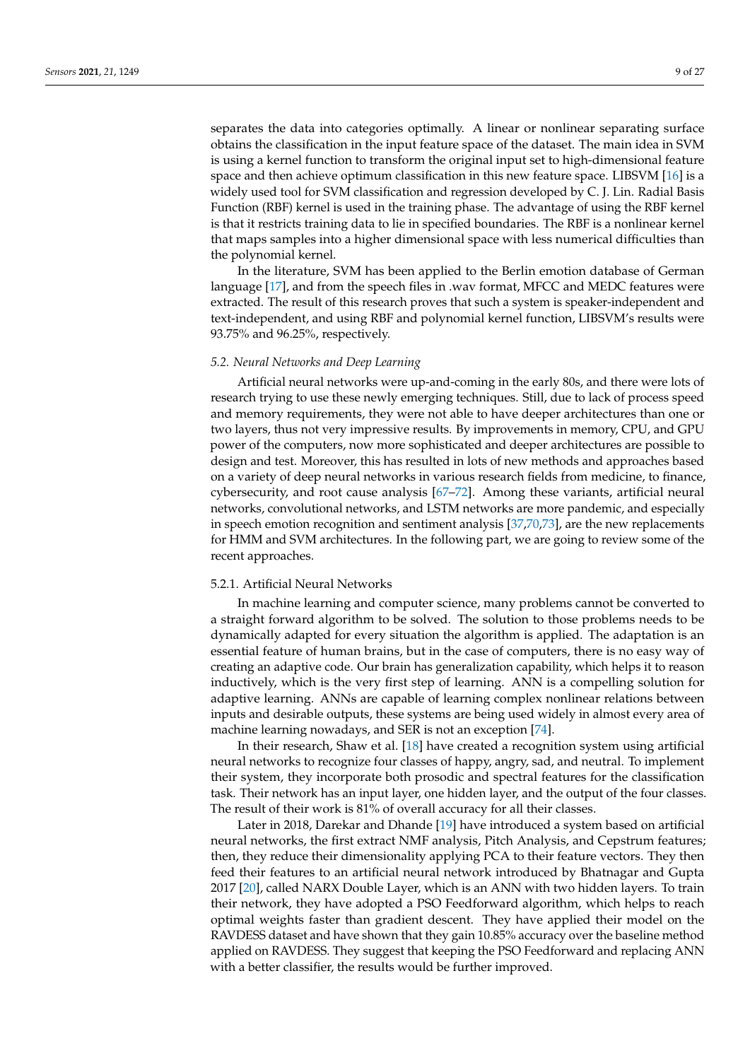separates the data into categories optimally. A linear or nonlinear separating surface obtains the classification in the input feature space of the dataset. The main idea in SVM is using a kernel function to transform the original input set to high-dimensional feature space and then achieve optimum classification in this new feature space. LIBSVM [16] is a widely used tool for SVM classification and regression developed by C. J. Lin. Radial Basis Function (RBF) kernel is used in the training phase. The advantage of using the RBF kernel is that it restricts training data to lie in specified boundaries. The RBF is a nonlinear kernel that maps samples into a higher dimensional space with less numerical difficulties than the polynomial kernel.

In the literature, SVM has been applied to the Berlin emotion database of German language [17], and from the speech files in .wav format, MFCC and MEDC features were extracted. The result of this research proves that such a system is speaker-independent and text-independent, and using RBF and polynomial kernel function, LIBSVM's results were 93.75% and 96.25%, respectively.

### *5.2. Neural Networks and Deep Learning*

Artificial neural networks were up-and-coming in the early 80s, and there were lots of research trying to use these newly emerging techniques. Still, due to lack of process speed and memory requirements, they were not able to have deeper architectures than one or two layers, thus not very impressive results. By improvements in memory, CPU, and GPU power of the computers, now more sophisticated and deeper architectures are possible to design and test. Moreover, this has resulted in lots of new methods and approaches based on a variety of deep neural networks in various research fields from medicine, to finance, cybersecurity, and root cause analysis [67–72]. Among these variants, artificial neural networks, convolutional networks, and LSTM networks are more pandemic, and especially in speech emotion recognition and sentiment analysis [37,70,73], are the new replacements for HMM and SVM architectures. In the following part, we are going to review some of the recent approaches.

#### 5.2.1. Artificial Neural Networks

In machine learning and computer science, many problems cannot be converted to a straight forward algorithm to be solved. The solution to those problems needs to be dynamically adapted for every situation the algorithm is applied. The adaptation is an essential feature of human brains, but in the case of computers, there is no easy way of creating an adaptive code. Our brain has generalization capability, which helps it to reason inductively, which is the very first step of learning. ANN is a compelling solution for adaptive learning. ANNs are capable of learning complex nonlinear relations between inputs and desirable outputs, these systems are being used widely in almost every area of machine learning nowadays, and SER is not an exception [74].

In their research, Shaw et al. [18] have created a recognition system using artificial neural networks to recognize four classes of happy, angry, sad, and neutral. To implement their system, they incorporate both prosodic and spectral features for the classification task. Their network has an input layer, one hidden layer, and the output of the four classes. The result of their work is 81% of overall accuracy for all their classes.

Later in 2018, Darekar and Dhande [19] have introduced a system based on artificial neural networks, the first extract NMF analysis, Pitch Analysis, and Cepstrum features; then, they reduce their dimensionality applying PCA to their feature vectors. They then feed their features to an artificial neural network introduced by Bhatnagar and Gupta 2017 [20], called NARX Double Layer, which is an ANN with two hidden layers. To train their network, they have adopted a PSO Feedforward algorithm, which helps to reach optimal weights faster than gradient descent. They have applied their model on the RAVDESS dataset and have shown that they gain 10.85% accuracy over the baseline method applied on RAVDESS. They suggest that keeping the PSO Feedforward and replacing ANN with a better classifier, the results would be further improved.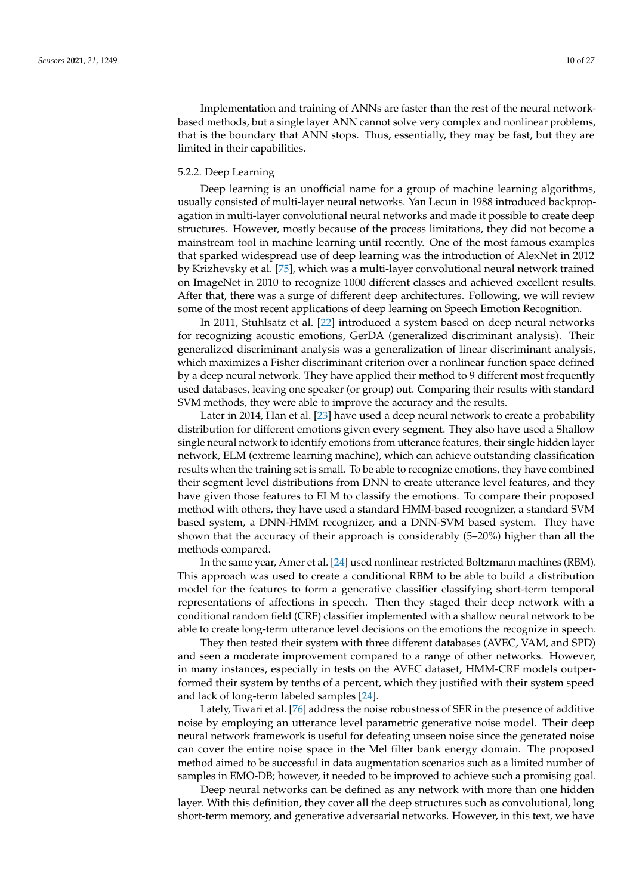Implementation and training of ANNs are faster than the rest of the neural network-based methods, but a single layer ANN cannot solve very complex and nonlinear problems, that is the boundary that ANN stops. Thus, essentially, they may be fast, but they are limited in their capabilities.

#### 5.2.2. Deep Learning

Deep learning is an unofficial name for a group of machine learning algorithms, usually consisted of multi-layer neural networks. Yan Lecun in 1988 introduced backpropagation in multi-layer convolutional neural networks and made it possible to create deep structures. However, mostly because of the process limitations, they did not become a mainstream tool in machine learning until recently. One of the most famous examples that sparked widespread use of deep learning was the introduction of AlexNet in 2012 by Krizhevsky et al. [75], which was a multi-layer convolutional neural network trained on ImageNet in 2010 to recognize 1000 different classes and achieved excellent results. After that, there was a surge of different deep architectures. Following, we will review some of the most recent applications of deep learning on Speech Emotion Recognition.

In 2011, Stuhlsatz et al. [22] introduced a system based on deep neural networks for recognizing acoustic emotions, GerDA (generalized discriminant analysis). Their generalized discriminant analysis was a generalization of linear discriminant analysis, which maximizes a Fisher discriminant criterion over a nonlinear function space defined by a deep neural network. They have applied their method to 9 different most frequently used databases, leaving one speaker (or group) out. Comparing their results with standard SVM methods, they were able to improve the accuracy and the results.

Later in 2014, Han et al. [23] have used a deep neural network to create a probability distribution for different emotions given every segment. They also have used a Shallow single neural network to identify emotions from utterance features, their single hidden layer network, ELM (extreme learning machine), which can achieve outstanding classification results when the training set is small. To be able to recognize emotions, they have combined their segment level distributions from DNN to create utterance level features, and they have given those features to ELM to classify the emotions. To compare their proposed method with others, they have used a standard HMM-based recognizer, a standard SVM based system, a DNN-HMM recognizer, and a DNN-SVM based system. They have shown that the accuracy of their approach is considerably (5–20%) higher than all the methods compared.

In the same year, Amer et al. [24] used nonlinear restricted Boltzmann machines (RBM). This approach was used to create a conditional RBM to be able to build a distribution model for the features to form a generative classifier classifying short-term temporal representations of affections in speech. Then they staged their deep network with a conditional random field (CRF) classifier implemented with a shallow neural network to be able to create long-term utterance level decisions on the emotions the recognize in speech.

They then tested their system with three different databases (AVEC, VAM, and SPD) and seen a moderate improvement compared to a range of other networks. However, in many instances, especially in tests on the AVEC dataset, HMM-CRF models outperformed their system by tenths of a percent, which they justified with their system speed and lack of long-term labeled samples [24].

Lately, Tiwari et al. [76] address the noise robustness of SER in the presence of additive noise by employing an utterance level parametric generative noise model. Their deep neural network framework is useful for defeating unseen noise since the generated noise can cover the entire noise space in the Mel filter bank energy domain. The proposed method aimed to be successful in data augmentation scenarios such as a limited number of samples in EMO-DB; however, it needed to be improved to achieve such a promising goal.

Deep neural networks can be defined as any network with more than one hidden layer. With this definition, they cover all the deep structures such as convolutional, long short-term memory, and generative adversarial networks. However, in this text, we have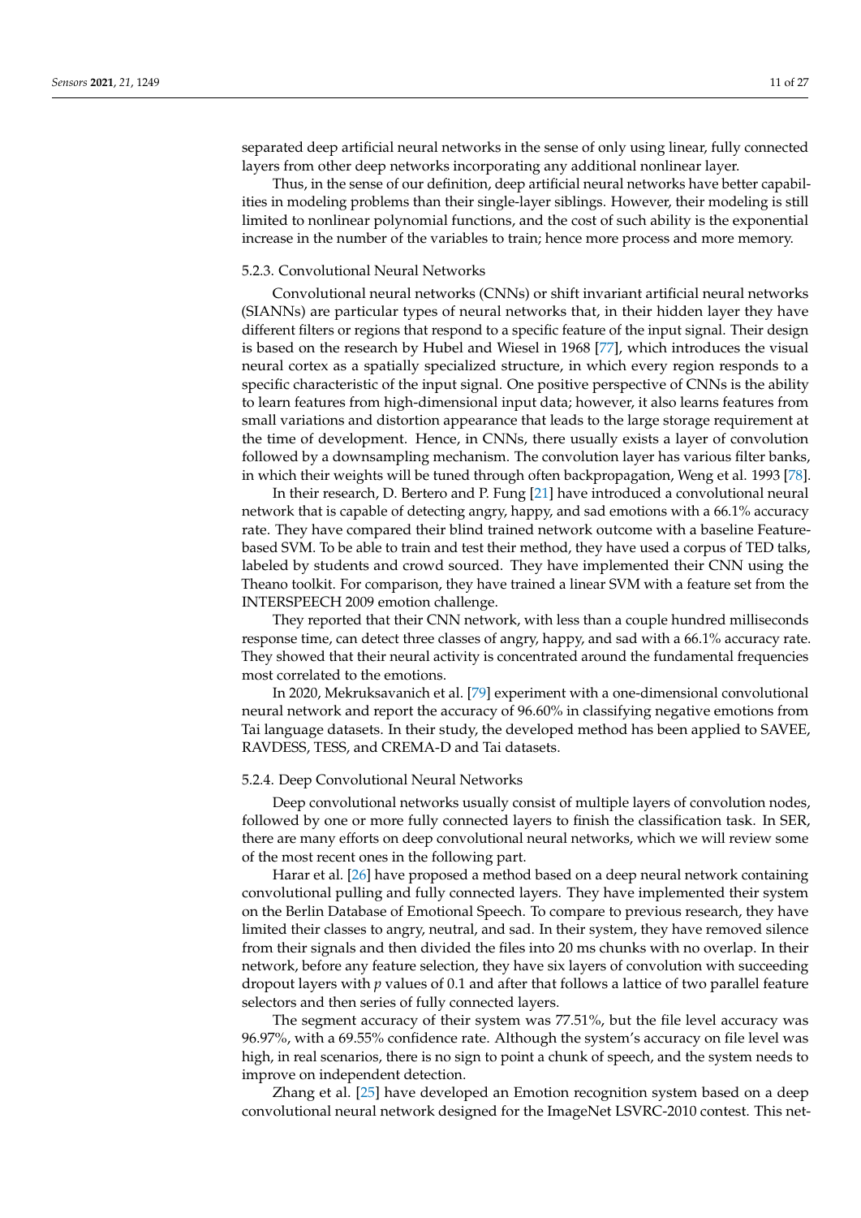separated deep artificial neural networks in the sense of only using linear, fully connected layers from other deep networks incorporating any additional nonlinear layer.

Thus, in the sense of our definition, deep artificial neural networks have better capabilities in modeling problems than their single-layer siblings. However, their modeling is still limited to nonlinear polynomial functions, and the cost of such ability is the exponential increase in the number of the variables to train; hence more process and more memory.

### 5.2.3. Convolutional Neural Networks

Convolutional neural networks (CNNs) or shift invariant artificial neural networks (SIANNs) are particular types of neural networks that, in their hidden layer they have different filters or regions that respond to a specific feature of the input signal. Their design is based on the research by Hubel and Wiesel in 1968 [77], which introduces the visual neural cortex as a spatially specialized structure, in which every region responds to a specific characteristic of the input signal. One positive perspective of CNNs is the ability to learn features from high-dimensional input data; however, it also learns features from small variations and distortion appearance that leads to the large storage requirement at the time of development. Hence, in CNNs, there usually exists a layer of convolution followed by a downsampling mechanism. The convolution layer has various filter banks, in which their weights will be tuned through often backpropagation, Weng et al. 1993 [78].

In their research, D. Bertero and P. Fung [21] have introduced a convolutional neural network that is capable of detecting angry, happy, and sad emotions with a 66.1% accuracy rate. They have compared their blind trained network outcome with a baseline Feature-based SVM. To be able to train and test their method, they have used a corpus of TED talks, labeled by students and crowd sourced. They have implemented their CNN using the Theano toolkit. For comparison, they have trained a linear SVM with a feature set from the INTERSPEECH 2009 emotion challenge.

They reported that their CNN network, with less than a couple hundred milliseconds response time, can detect three classes of angry, happy, and sad with a 66.1% accuracy rate. They showed that their neural activity is concentrated around the fundamental frequencies most correlated to the emotions.

In 2020, Mekruksavanich et al. [79] experiment with a one-dimensional convolutional neural network and report the accuracy of 96.60% in classifying negative emotions from Tai language datasets. In their study, the developed method has been applied to SAVEE, RAVDESS, TESS, and CREMA-D and Tai datasets.

### 5.2.4. Deep Convolutional Neural Networks

Deep convolutional networks usually consist of multiple layers of convolution nodes, followed by one or more fully connected layers to finish the classification task. In SER, there are many efforts on deep convolutional neural networks, which we will review some of the most recent ones in the following part.

Harar et al. [26] have proposed a method based on a deep neural network containing convolutional pulling and fully connected layers. They have implemented their system on the Berlin Database of Emotional Speech. To compare to previous research, they have limited their classes to angry, neutral, and sad. In their system, they have removed silence from their signals and then divided the files into 20 ms chunks with no overlap. In their network, before any feature selection, they have six layers of convolution with succeeding dropout layers with $p$ values of 0.1 and after that follows a lattice of two parallel feature selectors and then series of fully connected layers.

The segment accuracy of their system was 77.51%, but the file level accuracy was 96.97%, with a 69.55% confidence rate. Although the system's accuracy on file level was high, in real scenarios, there is no sign to point a chunk of speech, and the system needs to improve on independent detection.

Zhang et al. [25] have developed an Emotion recognition system based on a deep convolutional neural network designed for the ImageNet LSVRC-2010 contest. This net-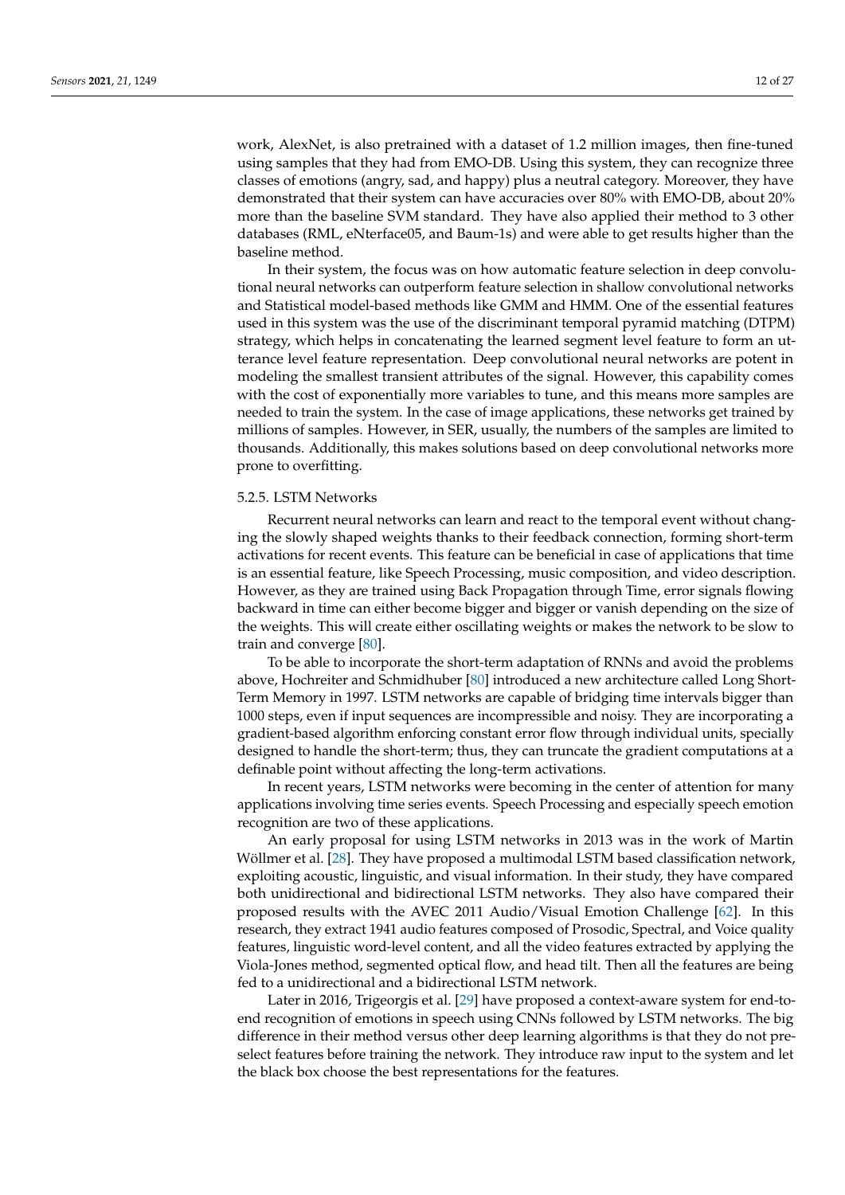work, AlexNet, is also pretrained with a dataset of 1.2 million images, then fine-tuned using samples that they had from EMO-DB. Using this system, they can recognize three classes of emotions (angry, sad, and happy) plus a neutral category. Moreover, they have demonstrated that their system can have accuracies over 80% with EMO-DB, about 20% more than the baseline SVM standard. They have also applied their method to 3 other databases (RML, eNterface05, and Baum-1s) and were able to get results higher than the baseline method.

In their system, the focus was on how automatic feature selection in deep convolutional neural networks can outperform feature selection in shallow convolutional networks and Statistical model-based methods like GMM and HMM. One of the essential features used in this system was the use of the discriminant temporal pyramid matching (DTPM) strategy, which helps in concatenating the learned segment level feature to form an utterance level feature representation. Deep convolutional neural networks are potent in modeling the smallest transient attributes of the signal. However, this capability comes with the cost of exponentially more variables to tune, and this means more samples are needed to train the system. In the case of image applications, these networks get trained by millions of samples. However, in SER, usually, the numbers of the samples are limited to thousands. Additionally, this makes solutions based on deep convolutional networks more prone to overfitting.

#### 5.2.5. LSTM Networks

Recurrent neural networks can learn and react to the temporal event without changing the slowly shaped weights thanks to their feedback connection, forming short-term activations for recent events. This feature can be beneficial in case of applications that time is an essential feature, like Speech Processing, music composition, and video description. However, as they are trained using Back Propagation through Time, error signals flowing backward in time can either become bigger and bigger or vanish depending on the size of the weights. This will create either oscillating weights or makes the network to be slow to train and converge [80].

To be able to incorporate the short-term adaptation of RNNs and avoid the problems above, Hochreiter and Schmidhuber [80] introduced a new architecture called Long Short-Term Memory in 1997. LSTM networks are capable of bridging time intervals bigger than 1000 steps, even if input sequences are incompressible and noisy. They are incorporating a gradient-based algorithm enforcing constant error flow through individual units, specially designed to handle the short-term; thus, they can truncate the gradient computations at a definable point without affecting the long-term activations.

In recent years, LSTM networks were becoming in the center of attention for many applications involving time series events. Speech Processing and especially speech emotion recognition are two of these applications.

An early proposal for using LSTM networks in 2013 was in the work of Martin Wöllmer et al. [28]. They have proposed a multimodal LSTM based classification network, exploiting acoustic, linguistic, and visual information. In their study, they have compared both unidirectional and bidirectional LSTM networks. They also have compared their proposed results with the AVEC 2011 Audio/Visual Emotion Challenge [62]. In this research, they extract 1941 audio features composed of Prosodic, Spectral, and Voice quality features, linguistic word-level content, and all the video features extracted by applying the Viola-Jones method, segmented optical flow, and head tilt. Then all the features are being fed to a unidirectional and a bidirectional LSTM network.

Later in 2016, Trigeorgis et al. [29] have proposed a context-aware system for end-to-end recognition of emotions in speech using CNNs followed by LSTM networks. The big difference in their method versus other deep learning algorithms is that they do not pre-select features before training the network. They introduce raw input to the system and let the black box choose the best representations for the features.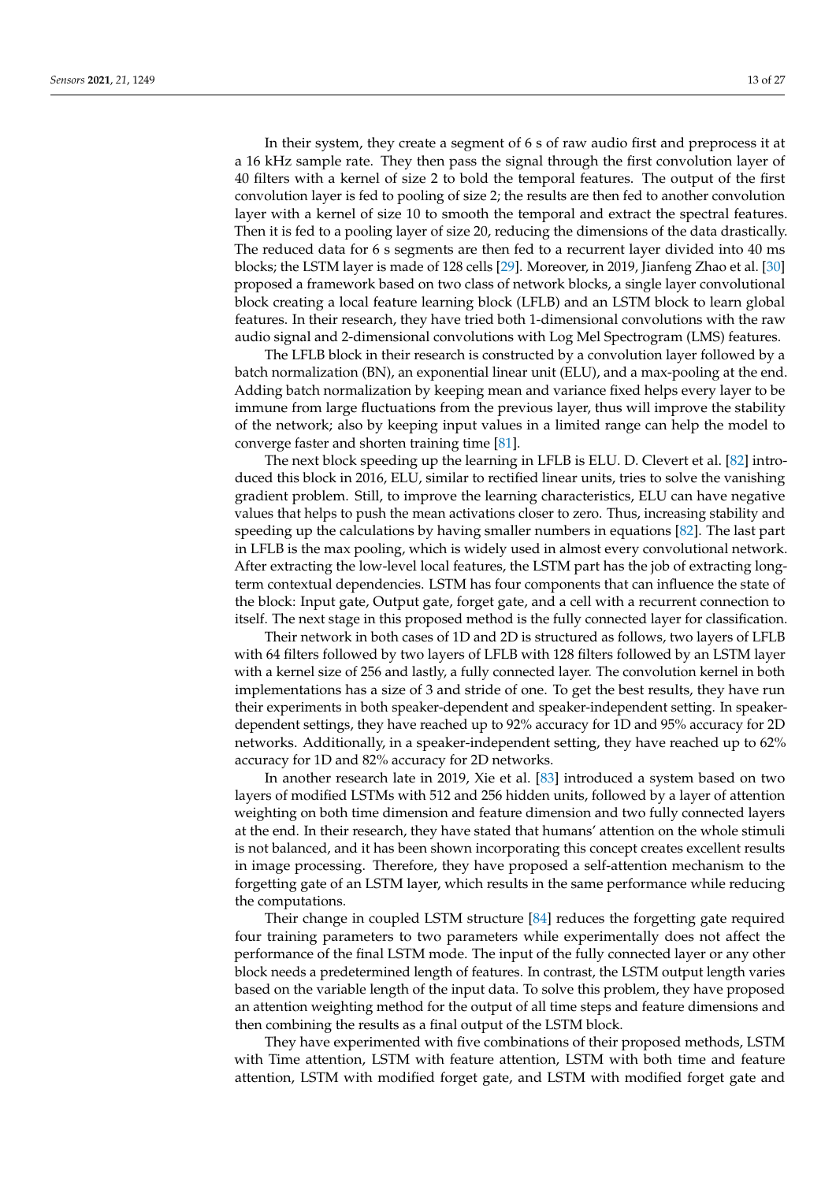In their system, they create a segment of 6 s of raw audio first and preprocess it at a 16 kHz sample rate. They then pass the signal through the first convolution layer of 40 filters with a kernel of size 2 to bold the temporal features. The output of the first convolution layer is fed to pooling of size 2; the results are then fed to another convolution layer with a kernel of size 10 to smooth the temporal and extract the spectral features. Then it is fed to a pooling layer of size 20, reducing the dimensions of the data drastically. The reduced data for 6 s segments are then fed to a recurrent layer divided into 40 ms blocks; the LSTM layer is made of 128 cells [29]. Moreover, in 2019, Jianfeng Zhao et al. [30] proposed a framework based on two class of network blocks, a single layer convolutional block creating a local feature learning block (LFLB) and an LSTM block to learn global features. In their research, they have tried both 1-dimensional convolutions with the raw audio signal and 2-dimensional convolutions with Log Mel Spectrogram (LMS) features.

The LFLB block in their research is constructed by a convolution layer followed by a batch normalization (BN), an exponential linear unit (ELU), and a max-pooling at the end. Adding batch normalization by keeping mean and variance fixed helps every layer to be immune from large fluctuations from the previous layer, thus will improve the stability of the network; also by keeping input values in a limited range can help the model to converge faster and shorten training time [81].

The next block speeding up the learning in LFLB is ELU. D. Clevert et al. [82] introduced this block in 2016, ELU, similar to rectified linear units, tries to solve the vanishing gradient problem. Still, to improve the learning characteristics, ELU can have negative values that helps to push the mean activations closer to zero. Thus, increasing stability and speeding up the calculations by having smaller numbers in equations [82]. The last part in LFLB is the max pooling, which is widely used in almost every convolutional network. After extracting the low-level local features, the LSTM part has the job of extracting long-term contextual dependencies. LSTM has four components that can influence the state of the block: Input gate, Output gate, forget gate, and a cell with a recurrent connection to itself. The next stage in this proposed method is the fully connected layer for classification.

Their network in both cases of 1D and 2D is structured as follows, two layers of LFLB with 64 filters followed by two layers of LFLB with 128 filters followed by an LSTM layer with a kernel size of 256 and lastly, a fully connected layer. The convolution kernel in both implementations has a size of 3 and stride of one. To get the best results, they have run their experiments in both speaker-dependent and speaker-independent setting. In speaker-dependent settings, they have reached up to 92% accuracy for 1D and 95% accuracy for 2D networks. Additionally, in a speaker-independent setting, they have reached up to 62% accuracy for 1D and 82% accuracy for 2D networks.

In another research late in 2019, Xie et al. [83] introduced a system based on two layers of modified LSTMs with 512 and 256 hidden units, followed by a layer of attention weighting on both time dimension and feature dimension and two fully connected layers at the end. In their research, they have stated that humans' attention on the whole stimuli is not balanced, and it has been shown incorporating this concept creates excellent results in image processing. Therefore, they have proposed a self-attention mechanism to the forgetting gate of an LSTM layer, which results in the same performance while reducing the computations.

Their change in coupled LSTM structure [84] reduces the forgetting gate required four training parameters to two parameters while experimentally does not affect the performance of the final LSTM mode. The input of the fully connected layer or any other block needs a predetermined length of features. In contrast, the LSTM output length varies based on the variable length of the input data. To solve this problem, they have proposed an attention weighting method for the output of all time steps and feature dimensions and then combining the results as a final output of the LSTM block.

They have experimented with five combinations of their proposed methods, LSTM with Time attention, LSTM with feature attention, LSTM with both time and feature attention, LSTM with modified forget gate, and LSTM with modified forget gate and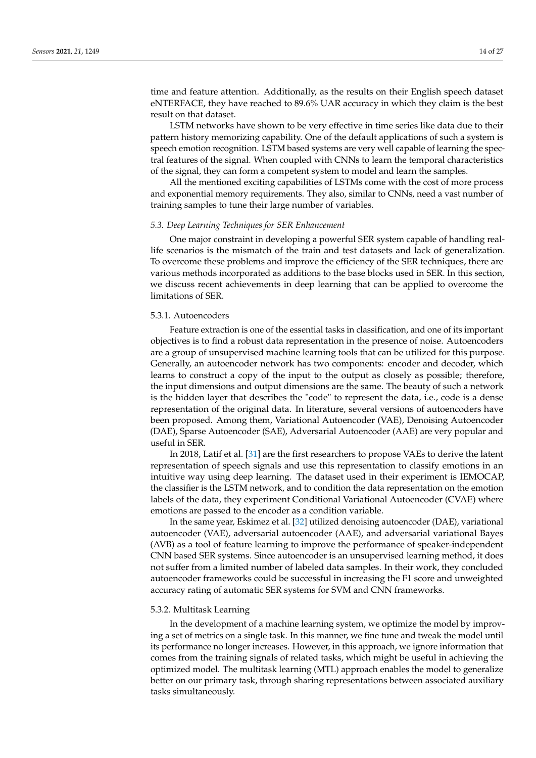time and feature attention. Additionally, as the results on their English speech dataset eNTERFACE, they have reached to 89.6% UAR accuracy in which they claim is the best result on that dataset.

LSTM networks have shown to be very effective in time series like data due to their pattern history memorizing capability. One of the default applications of such a system is speech emotion recognition. LSTM based systems are very well capable of learning the spectral features of the signal. When coupled with CNNs to learn the temporal characteristics of the signal, they can form a competent system to model and learn the samples.

All the mentioned exciting capabilities of LSTMs come with the cost of more process and exponential memory requirements. They also, similar to CNNs, need a vast number of training samples to tune their large number of variables.

### *5.3. Deep Learning Techniques for SER Enhancement*

One major constraint in developing a powerful SER system capable of handling real-life scenarios is the mismatch of the train and test datasets and lack of generalization. To overcome these problems and improve the efficiency of the SER techniques, there are various methods incorporated as additions to the base blocks used in SER. In this section, we discuss recent achievements in deep learning that can be applied to overcome the limitations of SER.

#### 5.3.1. Autoencoders

Feature extraction is one of the essential tasks in classification, and one of its important objectives is to find a robust data representation in the presence of noise. Autoencoders are a group of unsupervised machine learning tools that can be utilized for this purpose. Generally, an autoencoder network has two components: encoder and decoder, which learns to construct a copy of the input to the output as closely as possible; therefore, the input dimensions and output dimensions are the same. The beauty of such a network is the hidden layer that describes the "code" to represent the data, i.e., code is a dense representation of the original data. In literature, several versions of autoencoders have been proposed. Among them, Variational Autoencoder (VAE), Denoising Autoencoder (DAE), Sparse Autoencoder (SAE), Adversarial Autoencoder (AAE) are very popular and useful in SER.

In 2018, Latif et al. [31] are the first researchers to propose VAEs to derive the latent representation of speech signals and use this representation to classify emotions in an intuitive way using deep learning. The dataset used in their experiment is IEMOCAP, the classifier is the LSTM network, and to condition the data representation on the emotion labels of the data, they experiment Conditional Variational Autoencoder (CVAE) where emotions are passed to the encoder as a condition variable.

In the same year, Eskimez et al. [32] utilized denoising autoencoder (DAE), variational autoencoder (VAE), adversarial autoencoder (AAE), and adversarial variational Bayes (AVB) as a tool of feature learning to improve the performance of speaker-independent CNN based SER systems. Since autoencoder is an unsupervised learning method, it does not suffer from a limited number of labeled data samples. In their work, they concluded autoencoder frameworks could be successful in increasing the F1 score and unweighted accuracy rating of automatic SER systems for SVM and CNN frameworks.

#### 5.3.2. Multitask Learning

In the development of a machine learning system, we optimize the model by improving a set of metrics on a single task. In this manner, we fine tune and tweak the model until its performance no longer increases. However, in this approach, we ignore information that comes from the training signals of related tasks, which might be useful in achieving the optimized model. The multitask learning (MTL) approach enables the model to generalize better on our primary task, through sharing representations between associated auxiliary tasks simultaneously.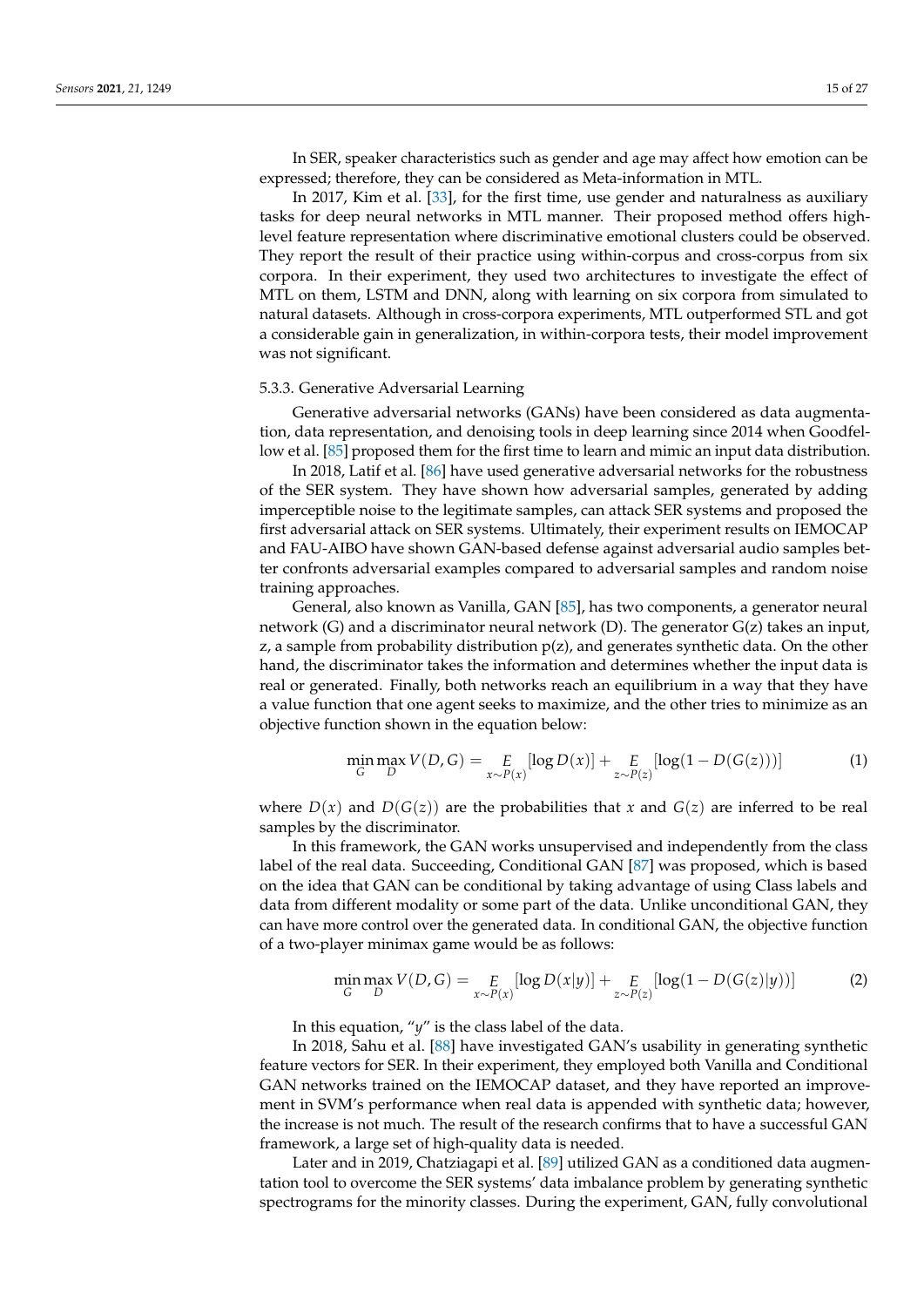In SER, speaker characteristics such as gender and age may affect how emotion can be expressed; therefore, they can be considered as Meta-information in MTL.

In 2017, Kim et al. [33], for the first time, use gender and naturalness as auxiliary tasks for deep neural networks in MTL manner. Their proposed method offers high-level feature representation where discriminative emotional clusters could be observed. They report the result of their practice using within-corpus and cross-corpus from six corpora. In their experiment, they used two architectures to investigate the effect of MTL on them, LSTM and DNN, along with learning on six corpora from simulated to natural datasets. Although in cross-corpora experiments, MTL outperformed STL and got a considerable gain in generalization, in within-corpora tests, their model improvement was not significant.

#### 5.3.3. Generative Adversarial Learning

Generative adversarial networks (GANs) have been considered as data augmentation, data representation, and denoising tools in deep learning since 2014 when Goodfellow et al. [85] proposed them for the first time to learn and mimic an input data distribution.

In 2018, Latif et al. [86] have used generative adversarial networks for the robustness of the SER system. They have shown how adversarial samples, generated by adding imperceptible noise to the legitimate samples, can attack SER systems and proposed the first adversarial attack on SER systems. Ultimately, their experiment results on IEMOCAP and FAU-AIBO have shown GAN-based defense against adversarial audio samples better confronts adversarial examples compared to adversarial samples and random noise training approaches.

General, also known as Vanilla, GAN [85], has two components, a generator neural network (G) and a discriminator neural network (D). The generator G(z) takes an input, z, a sample from probability distribution p(z), and generates synthetic data. On the other hand, the discriminator takes the information and determines whether the input data is real or generated. Finally, both networks reach an equilibrium in a way that they have a value function that one agent seeks to maximize, and the other tries to minimize as an objective function shown in the equation below:

$$\min_{G}\max_{D} V(D,G) = \underset{x\sim P(x)}{E}[\log D(x)] + \underset{z\sim P(z)}{E}[\log(1 - D(G(z)))] \tag{1}$$

where $D(x)$ and $D(G(z))$ are the probabilities that $x$ and $G(z)$ are inferred to be real samples by the discriminator.

In this framework, the GAN works unsupervised and independently from the class label of the real data. Succeeding, Conditional GAN [87] was proposed, which is based on the idea that GAN can be conditional by taking advantage of using Class labels and data from different modality or some part of the data. Unlike unconditional GAN, they can have more control over the generated data. In conditional GAN, the objective function of a two-player minimax game would be as follows:

$$\min_{G}\max_{D} V(D,G) = \underset{x\sim P(x)}{E}[\log D(x|y)] + \underset{z\sim P(z)}{E}[\log(1 - D(G(z)|y))] \tag{2}$$

In this equation, "$y$" is the class label of the data.

In 2018, Sahu et al. [88] have investigated GAN's usability in generating synthetic feature vectors for SER. In their experiment, they employed both Vanilla and Conditional GAN networks trained on the IEMOCAP dataset, and they have reported an improvement in SVM's performance when real data is appended with synthetic data; however, the increase is not much. The result of the research confirms that to have a successful GAN framework, a large set of high-quality data is needed.

Later and in 2019, Chatziagapi et al. [89] utilized GAN as a conditioned data augmentation tool to overcome the SER systems' data imbalance problem by generating synthetic spectrograms for the minority classes. During the experiment, GAN, fully convolutional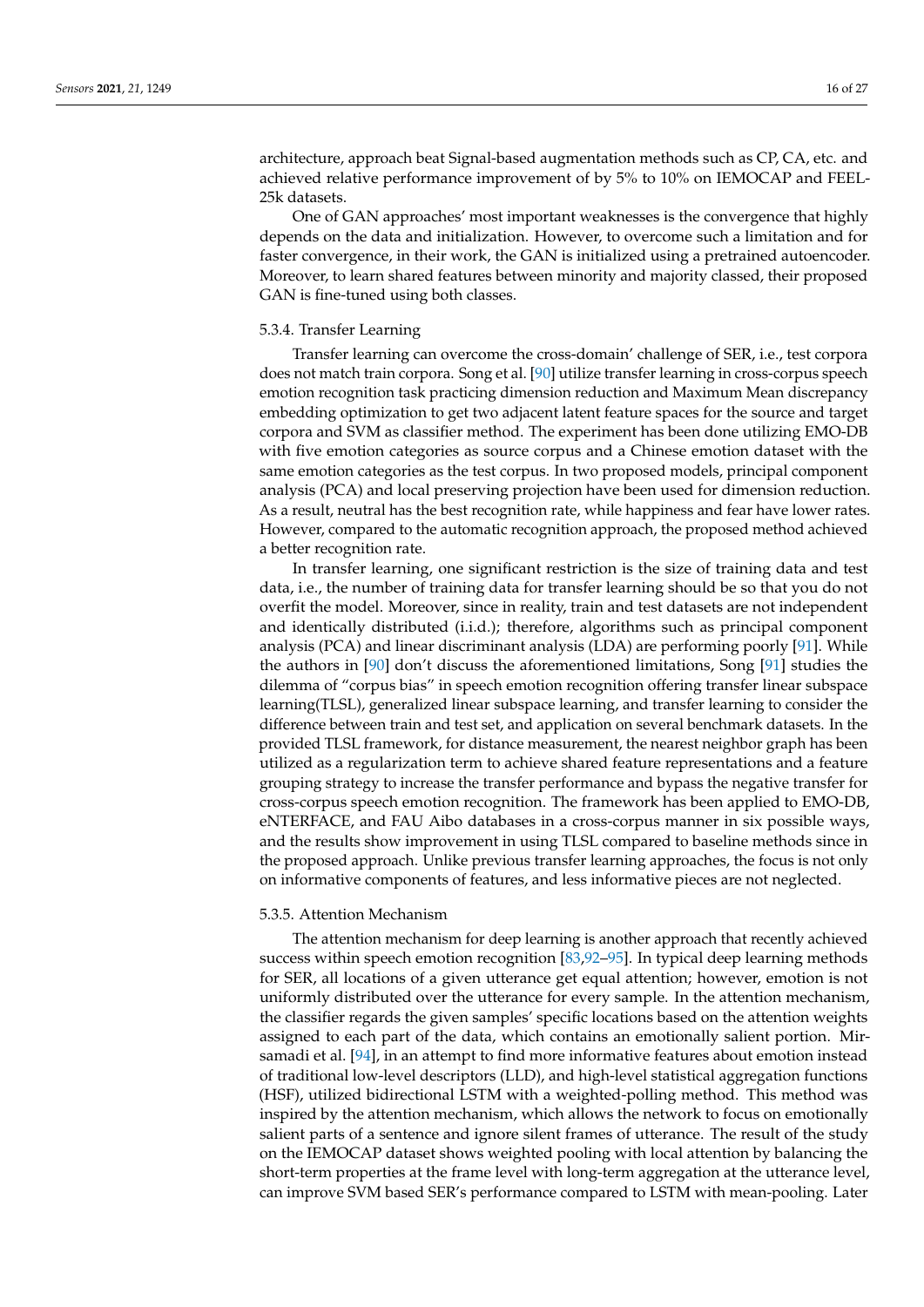architecture, approach beat Signal-based augmentation methods such as CP, CA, etc. and achieved relative performance improvement of by 5% to 10% on IEMOCAP and FEEL-25k datasets.

One of GAN approaches' most important weaknesses is the convergence that highly depends on the data and initialization. However, to overcome such a limitation and for faster convergence, in their work, the GAN is initialized using a pretrained autoencoder. Moreover, to learn shared features between minority and majority classed, their proposed GAN is fine-tuned using both classes.

#### 5.3.4. Transfer Learning

Transfer learning can overcome the cross-domain' challenge of SER, i.e., test corpora does not match train corpora. Song et al. [90] utilize transfer learning in cross-corpus speech emotion recognition task practicing dimension reduction and Maximum Mean discrepancy embedding optimization to get two adjacent latent feature spaces for the source and target corpora and SVM as classifier method. The experiment has been done utilizing EMO-DB with five emotion categories as source corpus and a Chinese emotion dataset with the same emotion categories as the test corpus. In two proposed models, principal component analysis (PCA) and local preserving projection have been used for dimension reduction. As a result, neutral has the best recognition rate, while happiness and fear have lower rates. However, compared to the automatic recognition approach, the proposed method achieved a better recognition rate.

In transfer learning, one significant restriction is the size of training data and test data, i.e., the number of training data for transfer learning should be so that you do not overfit the model. Moreover, since in reality, train and test datasets are not independent and identically distributed (i.i.d.); therefore, algorithms such as principal component analysis (PCA) and linear discriminant analysis (LDA) are performing poorly [91]. While the authors in [90] don't discuss the aforementioned limitations, Song [91] studies the dilemma of "corpus bias" in speech emotion recognition offering transfer linear subspace learning(TLSL), generalized linear subspace learning, and transfer learning to consider the difference between train and test set, and application on several benchmark datasets. In the provided TLSL framework, for distance measurement, the nearest neighbor graph has been utilized as a regularization term to achieve shared feature representations and a feature grouping strategy to increase the transfer performance and bypass the negative transfer for cross-corpus speech emotion recognition. The framework has been applied to EMO-DB, eNTERFACE, and FAU Aibo databases in a cross-corpus manner in six possible ways, and the results show improvement in using TLSL compared to baseline methods since in the proposed approach. Unlike previous transfer learning approaches, the focus is not only on informative components of features, and less informative pieces are not neglected.

#### 5.3.5. Attention Mechanism

The attention mechanism for deep learning is another approach that recently achieved success within speech emotion recognition [83,92–95]. In typical deep learning methods for SER, all locations of a given utterance get equal attention; however, emotion is not uniformly distributed over the utterance for every sample. In the attention mechanism, the classifier regards the given samples' specific locations based on the attention weights assigned to each part of the data, which contains an emotionally salient portion. Mirsamadi et al. [94], in an attempt to find more informative features about emotion instead of traditional low-level descriptors (LLD), and high-level statistical aggregation functions (HSF), utilized bidirectional LSTM with a weighted-polling method. This method was inspired by the attention mechanism, which allows the network to focus on emotionally salient parts of a sentence and ignore silent frames of utterance. The result of the study on the IEMOCAP dataset shows weighted pooling with local attention by balancing the short-term properties at the frame level with long-term aggregation at the utterance level, can improve SVM based SER's performance compared to LSTM with mean-pooling. Later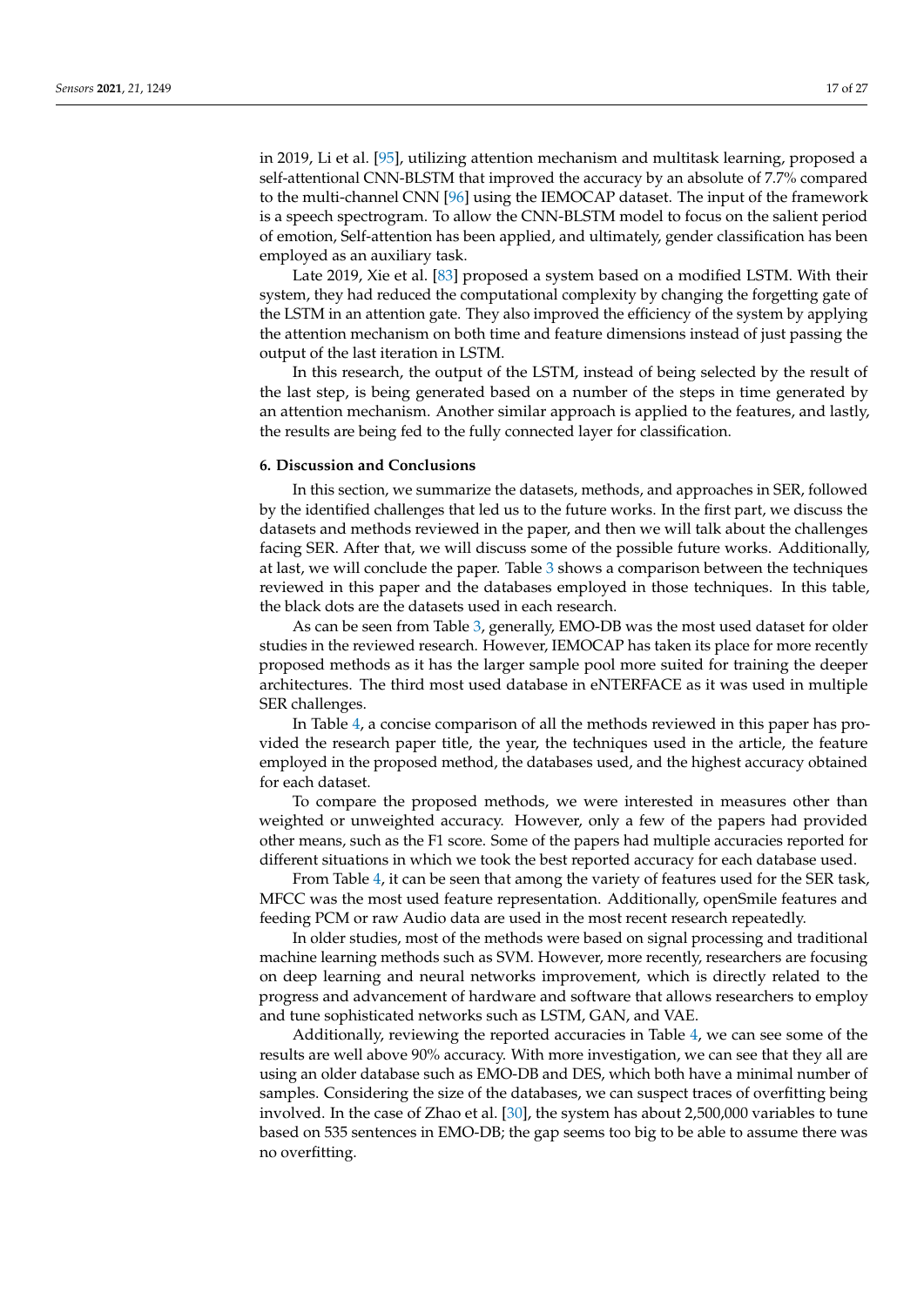in 2019, Li et al. [95], utilizing attention mechanism and multitask learning, proposed a self-attentional CNN-BLSTM that improved the accuracy by an absolute of 7.7% compared to the multi-channel CNN [96] using the IEMOCAP dataset. The input of the framework is a speech spectrogram. To allow the CNN-BLSTM model to focus on the salient period of emotion, Self-attention has been applied, and ultimately, gender classification has been employed as an auxiliary task.

Late 2019, Xie et al. [83] proposed a system based on a modified LSTM. With their system, they had reduced the computational complexity by changing the forgetting gate of the LSTM in an attention gate. They also improved the efficiency of the system by applying the attention mechanism on both time and feature dimensions instead of just passing the output of the last iteration in LSTM.

In this research, the output of the LSTM, instead of being selected by the result of the last step, is being generated based on a number of the steps in time generated by an attention mechanism. Another similar approach is applied to the features, and lastly, the results are being fed to the fully connected layer for classification.

## 6. Discussion and Conclusions

In this section, we summarize the datasets, methods, and approaches in SER, followed by the identified challenges that led us to the future works. In the first part, we discuss the datasets and methods reviewed in the paper, and then we will talk about the challenges facing SER. After that, we will discuss some of the possible future works. Additionally, at last, we will conclude the paper. Table 3 shows a comparison between the techniques reviewed in this paper and the databases employed in those techniques. In this table, the black dots are the datasets used in each research.

As can be seen from Table 3, generally, EMO-DB was the most used dataset for older studies in the reviewed research. However, IEMOCAP has taken its place for more recently proposed methods as it has the larger sample pool more suited for training the deeper architectures. The third most used database in eNTERFACE as it was used in multiple SER challenges.

In Table 4, a concise comparison of all the methods reviewed in this paper has provided the research paper title, the year, the techniques used in the article, the feature employed in the proposed method, the databases used, and the highest accuracy obtained for each dataset.

To compare the proposed methods, we were interested in measures other than weighted or unweighted accuracy. However, only a few of the papers had provided other means, such as the F1 score. Some of the papers had multiple accuracies reported for different situations in which we took the best reported accuracy for each database used.

From Table 4, it can be seen that among the variety of features used for the SER task, MFCC was the most used feature representation. Additionally, openSmile features and feeding PCM or raw Audio data are used in the most recent research repeatedly.

In older studies, most of the methods were based on signal processing and traditional machine learning methods such as SVM. However, more recently, researchers are focusing on deep learning and neural networks improvement, which is directly related to the progress and advancement of hardware and software that allows researchers to employ and tune sophisticated networks such as LSTM, GAN, and VAE.

Additionally, reviewing the reported accuracies in Table 4, we can see some of the results are well above 90% accuracy. With more investigation, we can see that they all are using an older database such as EMO-DB and DES, which both have a minimal number of samples. Considering the size of the databases, we can suspect traces of overfitting being involved. In the case of Zhao et al. [30], the system has about 2,500,000 variables to tune based on 535 sentences in EMO-DB; the gap seems too big to be able to assume there was no overfitting.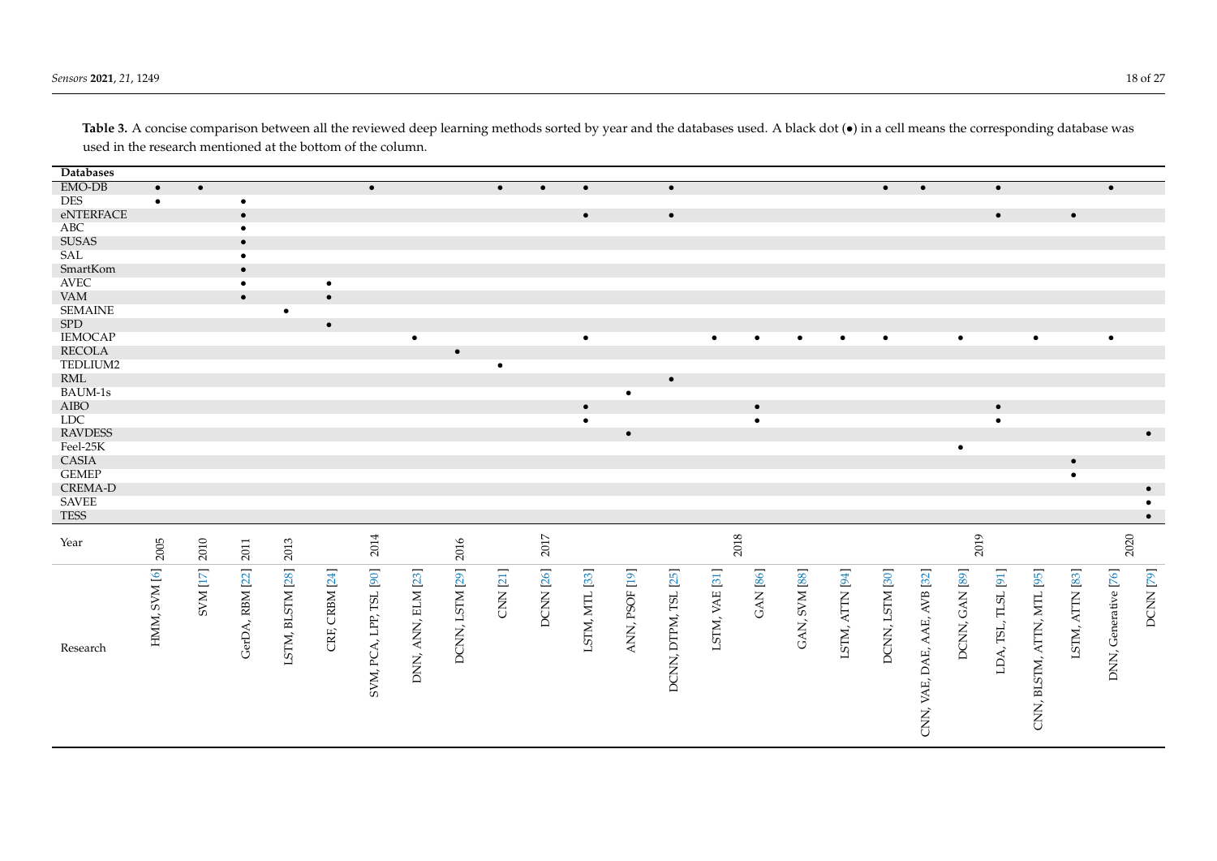**Table 3.** A concise comparison between all the reviewed deep learning methods sorted by year and the databases used. A black dot (•) in a cell means the corresponding database was used in the research mentioned at the bottom of the column.

| Databases | | | | | | | | | | | | | | | | | | | | | | | | | |
|---|---|---|---|---|---|---|---|---|---|---|---|---|---|---|---|---|---|---|---|---|---|---|---|---|---|
| EMO-DB | • | • | | | | • | | | • | • | • | | • | | | | | • | • | | • | | | • | |
| DES | • | | • | | | | | | | | | | | | | | | | | | | | | | |
| eNTERFACE | | | • | | | | | | | | • | | • | | | | | | | | • | | • | | |
| ABC | | | • | | | | | | | | | | | | | | | | | | | | | | |
| SUSAS | | | • | | | | | | | | | | | | | | | | | | | | | | |
| SAL | | | • | | | | | | | | | | | | | | | | | | | | | | |
| SmartKom | | | • | | | | | | | | | | | | | | | | | | | | | | |
| AVEC | | | • | | • | | | | | | | | | | | | | | | | | | | | |
| VAM | | | • | | • | | | | | | | | | | | | | | | | | | | | |
| SEMAINE | | | | • | | | | | | | | | | | | | | | | | | | | | |
| SPD | | | | | • | | | | | | | | | | | | | | | | | | | | |
| IEMOCAP | | | | | | | • | | | | • | | | • | • | • | • | • | | • | | • | | • | |
| RECOLA | | | | | | | | • | | | | | | | | | | | | | | | | | |
| TEDLIUM2 | | | | | | | | | • | | | | | | | | | | | | | | | | |
| RML | | | | | | | | | | | | | • | | | | | | | | | | | | |
| BAUM-1s | | | | | | | | | | | | • | | | | | | | | | | | | | |
| AIBO | | | | | | | | | | | • | | | | • | | | | | | • | | | | |
| LDC | | | | | | | | | | | • | | | | • | | | | | | • | | | | |
| RAVDESS | | | | | | | | | | | | • | | | | | | | | | | | | | • |
| Feel-25K | | | | | | | | | | | | | | | | | | | | • | | | | | |
| CASIA | | | | | | | | | | | | | | | | | | | | | | | • | | |
| GEMEP | | | | | | | | | | | | | | | | | | | | | | | • | | |
| CREMA-D | | | | | | | | | | | | | | | | | | | | | | | | | • |
| SAVEE | | | | | | | | | | | | | | | | | | | | | | | | | • |
| TESS | | | | | | | | | | | | | | | | | | | | | | | | | • |
| Year | 2005 | 2010 | 2011 | 2013 | | 2014 | | 2016 | | 2017 | | | | 2018 | | | | | | 2019 | | | | 2020 | |
| Research | HMM, SVM [6] | SVM [17] | GerDA, RBM [22] | LSTM, BLSTM [28] | CRF, CRBM [24] | SVM, PCA, LPP, TSL [90] | DNN, ANN, ELM [23] | DCNN, LSTM [29] | CNN [21] | DCNN [26] | LSTM, MTL [33] | ANN, PSOF [19] | DCNN, DTPM, TSL [25] | LSTM, VAE [31] | GAN [86] | GAN, SVM [88] | LSTM, ATTN [94] | DCNN, LSTM [30] | CNN, VAE, DAE, AAE, AVB [32] | DCNN, GAN [89] | LDA, TSL, TLSL [91] | CNN, BLSTM, ATTN, MTL [95] | LSTM, ATTN [83] | DNN, Generative [76] | DCNN [79] |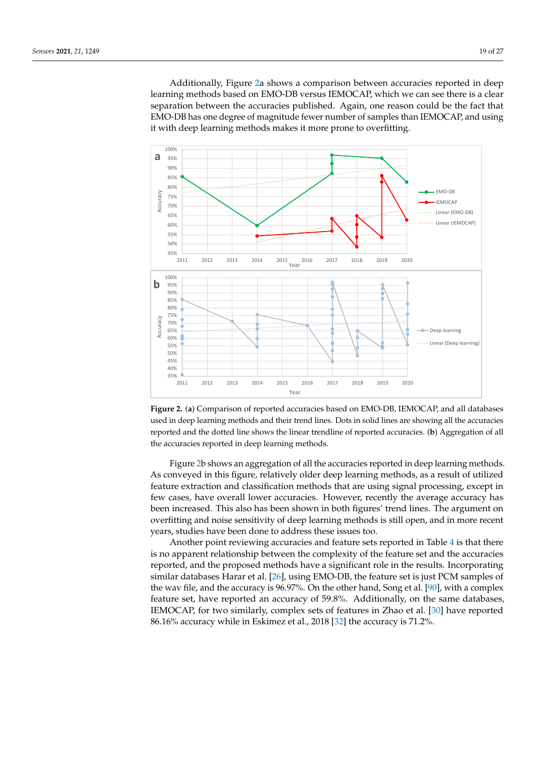Additionally, Figure 2a shows a comparison between accuracies reported in deep learning methods based on EMO-DB versus IEMOCAP, which we can see there is a clear separation between the accuracies published. Again, one reason could be the fact that EMO-DB has one degree of magnitude fewer number of samples than IEMOCAP, and using it with deep learning methods makes it more prone to overfitting.

**Figure 2.** (**a**) Comparison of reported accuracies based on EMO-DB, IEMOCAP, and all databases used in deep learning methods and their trend lines. Dots in solid lines are showing all the accuracies reported and the dotted line shows the linear trendline of reported accuracies. (**b**) Aggregation of all the accuracies reported in deep learning methods.

Figure 2b shows an aggregation of all the accuracies reported in deep learning methods. As conveyed in this figure, relatively older deep learning methods, as a result of utilized feature extraction and classification methods that are using signal processing, except in few cases, have overall lower accuracies. However, recently the average accuracy has been increased. This also has been shown in both figures' trend lines. The argument on overfitting and noise sensitivity of deep learning methods is still open, and in more recent years, studies have been done to address these issues too.

Another point reviewing accuracies and feature sets reported in Table 4 is that there is no apparent relationship between the complexity of the feature set and the accuracies reported, and the proposed methods have a significant role in the results. Incorporating similar databases Harar et al. [26], using EMO-DB, the feature set is just PCM samples of the wav file, and the accuracy is 96.97%. On the other hand, Song et al. [90], with a complex feature set, have reported an accuracy of 59.8%. Additionally, on the same databases, IEMOCAP, for two similarly, complex sets of features in Zhao et al. [30] have reported 86.16% accuracy while in Eskimez et al., 2018 [32] the accuracy is 71.2%.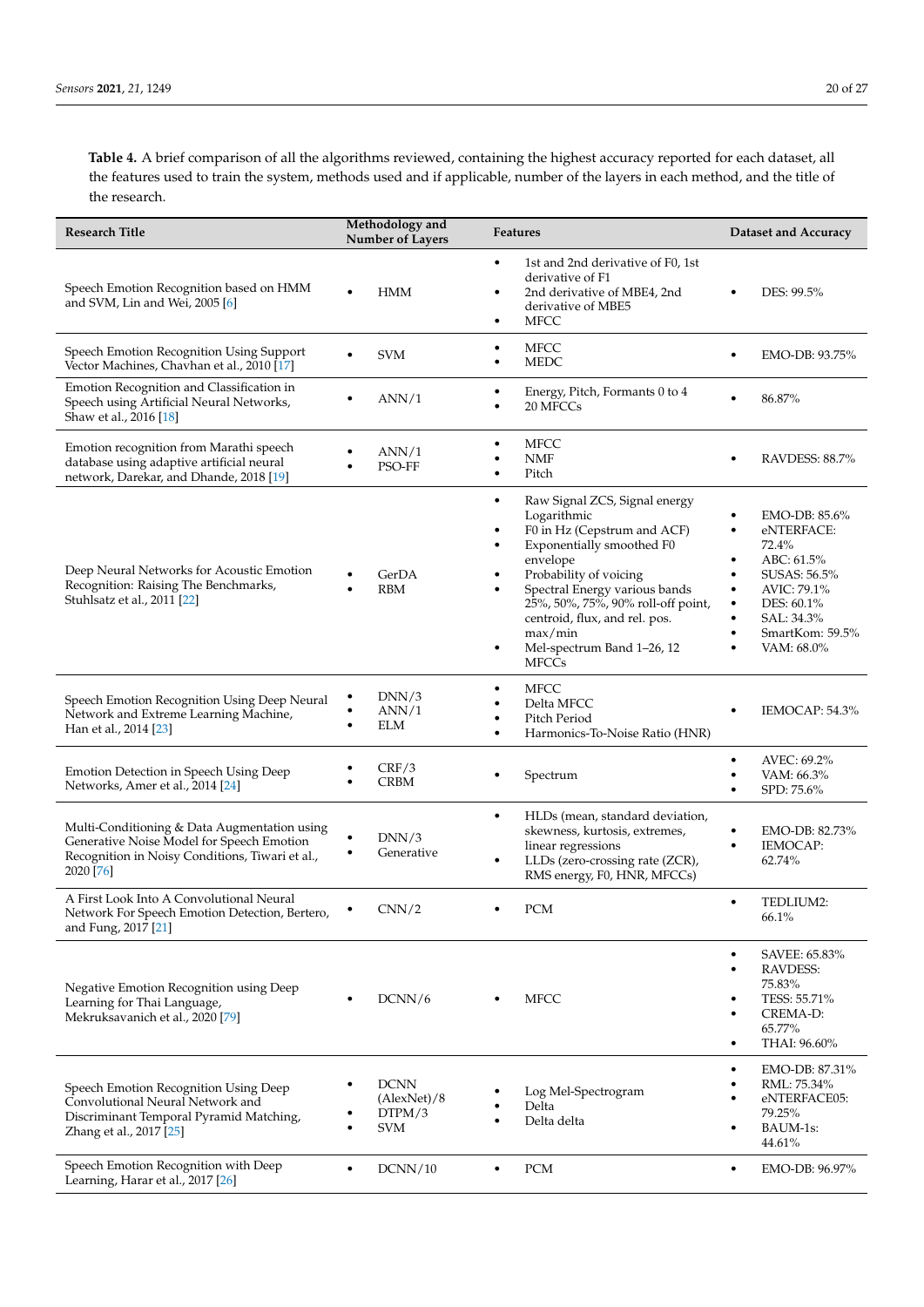**Table 4.** A brief comparison of all the algorithms reviewed, containing the highest accuracy reported for each dataset, all the features used to train the system, methods used and if applicable, number of the layers in each method, and the title of the research.

| Research Title | Methodology and Number of Layers | Features | Dataset and Accuracy |
|---|---|---|---|
| Speech Emotion Recognition based on HMM and SVM, Lin and Wei, 2005 [6] | • HMM | • 1st and 2nd derivative of F0, 1st derivative of F1<br>• 2nd derivative of MBE4, 2nd derivative of MBE5<br>• MFCC | • DES: 99.5% |
| Speech Emotion Recognition Using Support Vector Machines, Chavhan et al., 2010 [17] | • SVM | • MFCC<br>• MEDC | • EMO-DB: 93.75% |
| Emotion Recognition and Classification in Speech using Artificial Neural Networks, Shaw et al., 2016 [18] | • ANN/1 | • Energy, Pitch, Formants 0 to 4<br>• 20 MFCCs | • 86.87% |
| Emotion recognition from Marathi speech database using adaptive artificial neural network, Darekar, and Dhande, 2018 [19] | • ANN/1<br>• PSO-FF | • MFCC<br>• NMF<br>• Pitch | • RAVDESS: 88.7% |
| Deep Neural Networks for Acoustic Emotion Recognition: Raising The Benchmarks, Stuhlsatz et al., 2011 [22] | • GerDA<br>• RBM | • Raw Signal ZCS, Signal energy Logarithmic<br>• F0 in Hz (Cepstrum and ACF)<br>• Exponentially smoothed F0 envelope<br>• Probability of voicing<br>• Spectral Energy various bands 25%, 50%, 75%, 90% roll-off point, centroid, flux, and rel. pos. max/min<br>• Mel-spectrum Band 1–26, 12 MFCCs | • EMO-DB: 85.6%<br>• eNTERFACE: 72.4%<br>• ABC: 61.5%<br>• SUSAS: 56.5%<br>• AVIC: 79.1%<br>• DES: 60.1%<br>• SAL: 34.3%<br>• SmartKom: 59.5%<br>• VAM: 68.0% |
| Speech Emotion Recognition Using Deep Neural Network and Extreme Learning Machine, Han et al., 2014 [23] | • DNN/3<br>• ANN/1<br>• ELM | • MFCC<br>• Delta MFCC<br>• Pitch Period<br>• Harmonics-To-Noise Ratio (HNR) | • IEMOCAP: 54.3% |
| Emotion Detection in Speech Using Deep Networks, Amer et al., 2014 [24] | • CRF/3<br>• CRBM | • Spectrum | • AVEC: 69.2%<br>• VAM: 66.3%<br>• SPD: 75.6% |
| Multi-Conditioning & Data Augmentation using Generative Noise Model for Speech Emotion Recognition in Noisy Conditions, Tiwari et al., 2020 [76] | • DNN/3<br>• Generative | • HLDs (mean, standard deviation, skewness, kurtosis, extremes, linear regressions<br>• LLDs (zero-crossing rate (ZCR), RMS energy, F0, HNR, MFCCs) | • EMO-DB: 82.73%<br>• IEMOCAP: 62.74% |
| A First Look Into A Convolutional Neural Network For Speech Emotion Detection, Bertero, and Fung, 2017 [21] | • CNN/2 | • PCM | • TEDLIUM2: 66.1% |
| Negative Emotion Recognition using Deep Learning for Thai Language, Mekruksavanich et al., 2020 [79] | • DCNN/6 | • MFCC | • SAVEE: 65.83%<br>• RAVDESS: 75.83%<br>• TESS: 55.71%<br>• CREMA-D: 65.77%<br>• THAI: 96.60% |
| Speech Emotion Recognition Using Deep Convolutional Neural Network and Discriminant Temporal Pyramid Matching, Zhang et al., 2017 [25] | • DCNN (AlexNet)/8<br>• DTPM/3<br>• SVM | • Log Mel-Spectrogram<br>• Delta<br>• Delta delta | • EMO-DB: 87.31%<br>• RML: 75.34%<br>• eNTERFACE05: 79.25%<br>• BAUM-1s: 44.61% |
| Speech Emotion Recognition with Deep Learning, Harar et al., 2017 [26] | • DCNN/10 | • PCM | • EMO-DB: 96.97% |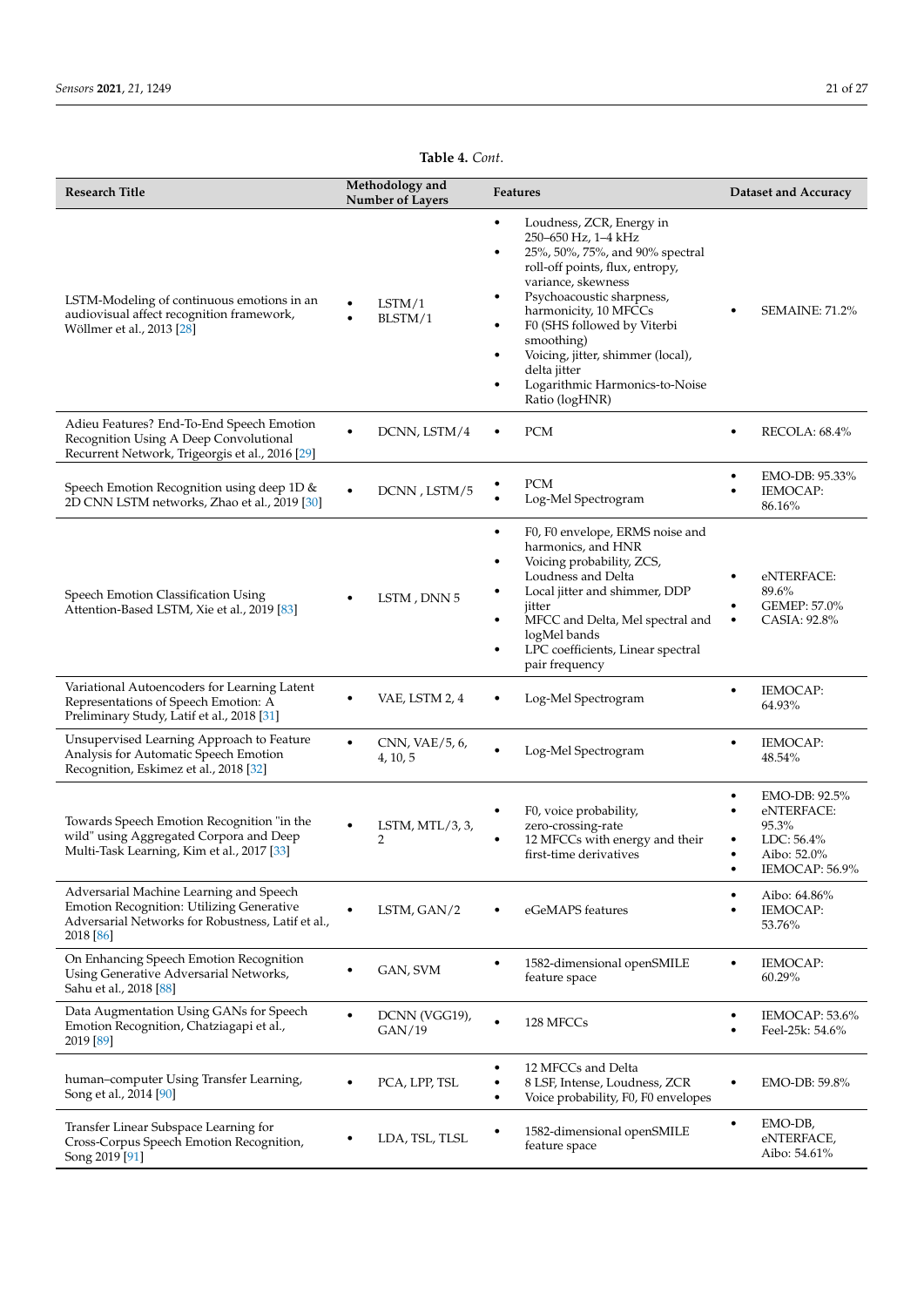**Table 4.** *Cont.*

| Research Title | Methodology and Number of Layers | Features | Dataset and Accuracy |
|---|---|---|---|
| LSTM-Modeling of continuous emotions in an audiovisual affect recognition framework, Wöllmer et al., 2013 [28] | • LSTM/1<br>• BLSTM/1 | • Loudness, ZCR, Energy in 250–650 Hz, 1–4 kHz<br>• 25%, 50%, 75%, and 90% spectral roll-off points, flux, entropy, variance, skewness<br>• Psychoacoustic sharpness, harmonicity, 10 MFCCs<br>• F0 (SHS followed by Viterbi smoothing)<br>• Voicing, jitter, shimmer (local), delta jitter<br>• Logarithmic Harmonics-to-Noise Ratio (logHNR) | • SEMAINE: 71.2% |
| Adieu Features? End-To-End Speech Emotion Recognition Using A Deep Convolutional Recurrent Network, Trigeorgis et al., 2016 [29] | • DCNN, LSTM/4 | • PCM | • RECOLA: 68.4% |
| Speech Emotion Recognition using deep 1D & 2D CNN LSTM networks, Zhao et al., 2019 [30] | • DCNN , LSTM/5 | • PCM<br>• Log-Mel Spectrogram | • EMO-DB: 95.33%<br>• IEMOCAP: 86.16% |
| Speech Emotion Classification Using Attention-Based LSTM, Xie et al., 2019 [83] | • LSTM , DNN 5 | • F0, F0 envelope, ERMS noise and harmonics, and HNR<br>• Voicing probability, ZCS, Loudness and Delta<br>• Local jitter and shimmer, DDP jitter<br>• MFCC and Delta, Mel spectral and logMel bands<br>• LPC coefficients, Linear spectral pair frequency | • eNTERFACE: 89.6%<br>• GEMEP: 57.0%<br>• CASIA: 92.8% |
| Variational Autoencoders for Learning Latent Representations of Speech Emotion: A Preliminary Study, Latif et al., 2018 [31] | • VAE, LSTM 2, 4 | • Log-Mel Spectrogram | • IEMOCAP: 64.93% |
| Unsupervised Learning Approach to Feature Analysis for Automatic Speech Emotion Recognition, Eskimez et al., 2018 [32] | • CNN, VAE/5, 6, 4, 10, 5 | • Log-Mel Spectrogram | • IEMOCAP: 48.54% |
| Towards Speech Emotion Recognition "in the wild" using Aggregated Corpora and Deep Multi-Task Learning, Kim et al., 2017 [33] | • LSTM, MTL/3, 3, 2 | • F0, voice probability, zero-crossing-rate<br>• 12 MFCCs with energy and their first-time derivatives | • EMO-DB: 92.5%<br>• eNTERFACE: 95.3%<br>• LDC: 56.4%<br>• Aibo: 52.0%<br>• IEMOCAP: 56.9% |
| Adversarial Machine Learning and Speech Emotion Recognition: Utilizing Generative Adversarial Networks for Robustness, Latif et al., 2018 [86] | • LSTM, GAN/2 | • eGeMAPS features | • Aibo: 64.86%<br>• IEMOCAP: 53.76% |
| On Enhancing Speech Emotion Recognition Using Generative Adversarial Networks, Sahu et al., 2018 [88] | • GAN, SVM | • 1582-dimensional openSMILE feature space | • IEMOCAP: 60.29% |
| Data Augmentation Using GANs for Speech Emotion Recognition, Chatziagapi et al., 2019 [89] | • DCNN (VGG19), GAN/19 | • 128 MFCCs | • IEMOCAP: 53.6%<br>• Feel-25k: 54.6% |
| human–computer Using Transfer Learning, Song et al., 2014 [90] | • PCA, LPP, TSL | • 12 MFCCs and Delta<br>• 8 LSF, Intense, Loudness, ZCR<br>• Voice probability, F0, F0 envelopes | • EMO-DB: 59.8% |
| Transfer Linear Subspace Learning for Cross-Corpus Speech Emotion Recognition, Song 2019 [91] | • LDA, TSL, TLSL | • 1582-dimensional openSMILE feature space | • EMO-DB, eNTERFACE, Aibo: 54.61% |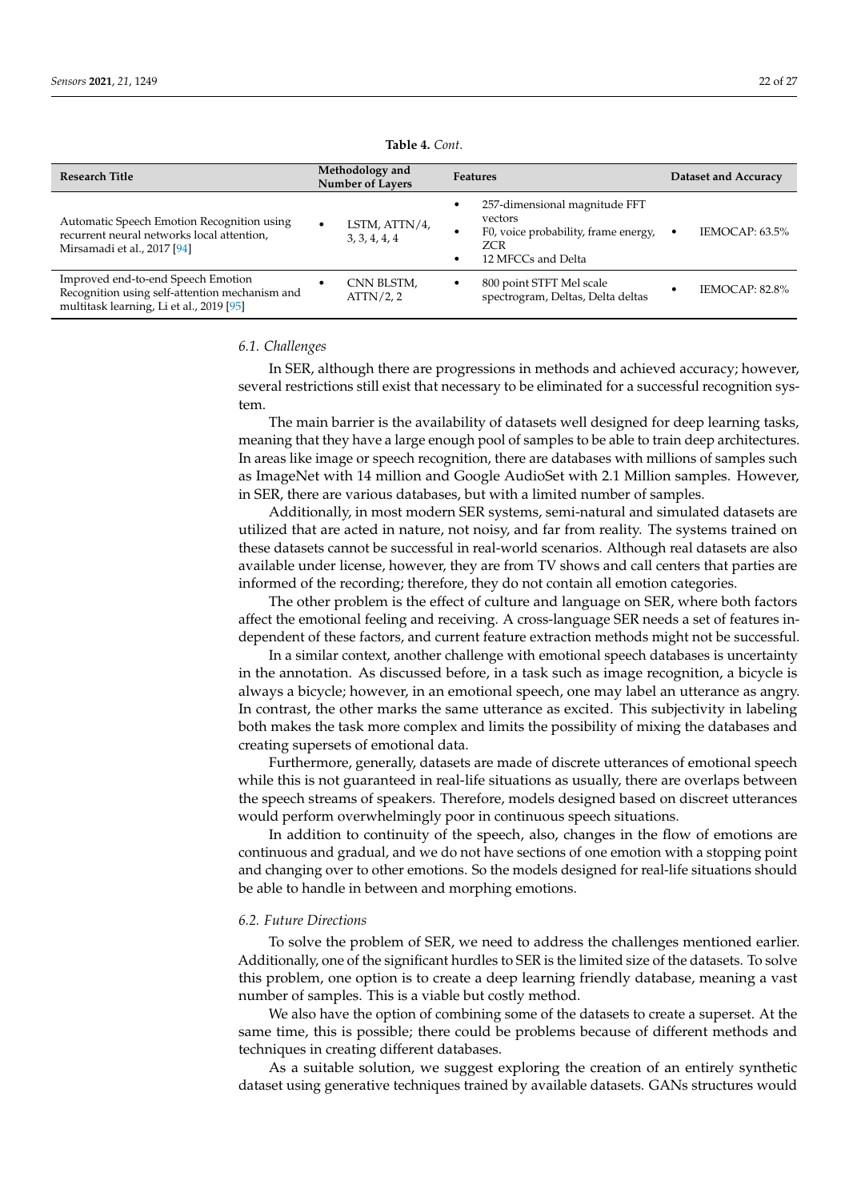**Table 4.** *Cont.*

| Research Title | Methodology and Number of Layers | Features | Dataset and Accuracy |
|---|---|---|---|
| Automatic Speech Emotion Recognition using recurrent neural networks local attention, Mirsamadi et al., 2017 [94] | • LSTM, ATTN/4, 3, 3, 4, 4, 4 | • 257-dimensional magnitude FFT vectors<br>• F0, voice probability, frame energy, ZCR<br>• 12 MFCCs and Delta | • IEMOCAP: 63.5% |
| Improved end-to-end Speech Emotion Recognition using self-attention mechanism and multitask learning, Li et al., 2019 [95] | • CNN BLSTM, ATTN/2, 2 | • 800 point STFT Mel scale spectrogram, Deltas, Delta deltas | • IEMOCAP: 82.8% |

### *6.1. Challenges*

In SER, although there are progressions in methods and achieved accuracy; however, several restrictions still exist that necessary to be eliminated for a successful recognition system.

The main barrier is the availability of datasets well designed for deep learning tasks, meaning that they have a large enough pool of samples to be able to train deep architectures. In areas like image or speech recognition, there are databases with millions of samples such as ImageNet with 14 million and Google AudioSet with 2.1 Million samples. However, in SER, there are various databases, but with a limited number of samples.

Additionally, in most modern SER systems, semi-natural and simulated datasets are utilized that are acted in nature, not noisy, and far from reality. The systems trained on these datasets cannot be successful in real-world scenarios. Although real datasets are also available under license, however, they are from TV shows and call centers that parties are informed of the recording; therefore, they do not contain all emotion categories.

The other problem is the effect of culture and language on SER, where both factors affect the emotional feeling and receiving. A cross-language SER needs a set of features independent of these factors, and current feature extraction methods might not be successful.

In a similar context, another challenge with emotional speech databases is uncertainty in the annotation. As discussed before, in a task such as image recognition, a bicycle is always a bicycle; however, in an emotional speech, one may label an utterance as angry. In contrast, the other marks the same utterance as excited. This subjectivity in labeling both makes the task more complex and limits the possibility of mixing the databases and creating supersets of emotional data.

Furthermore, generally, datasets are made of discrete utterances of emotional speech while this is not guaranteed in real-life situations as usually, there are overlaps between the speech streams of speakers. Therefore, models designed based on discreet utterances would perform overwhelmingly poor in continuous speech situations.

In addition to continuity of the speech, also, changes in the flow of emotions are continuous and gradual, and we do not have sections of one emotion with a stopping point and changing over to other emotions. So the models designed for real-life situations should be able to handle in between and morphing emotions.

### *6.2. Future Directions*

To solve the problem of SER, we need to address the challenges mentioned earlier. Additionally, one of the significant hurdles to SER is the limited size of the datasets. To solve this problem, one option is to create a deep learning friendly database, meaning a vast number of samples. This is a viable but costly method.

We also have the option of combining some of the datasets to create a superset. At the same time, this is possible; there could be problems because of different methods and techniques in creating different databases.

As a suitable solution, we suggest exploring the creation of an entirely synthetic dataset using generative techniques trained by available datasets. GANs structures would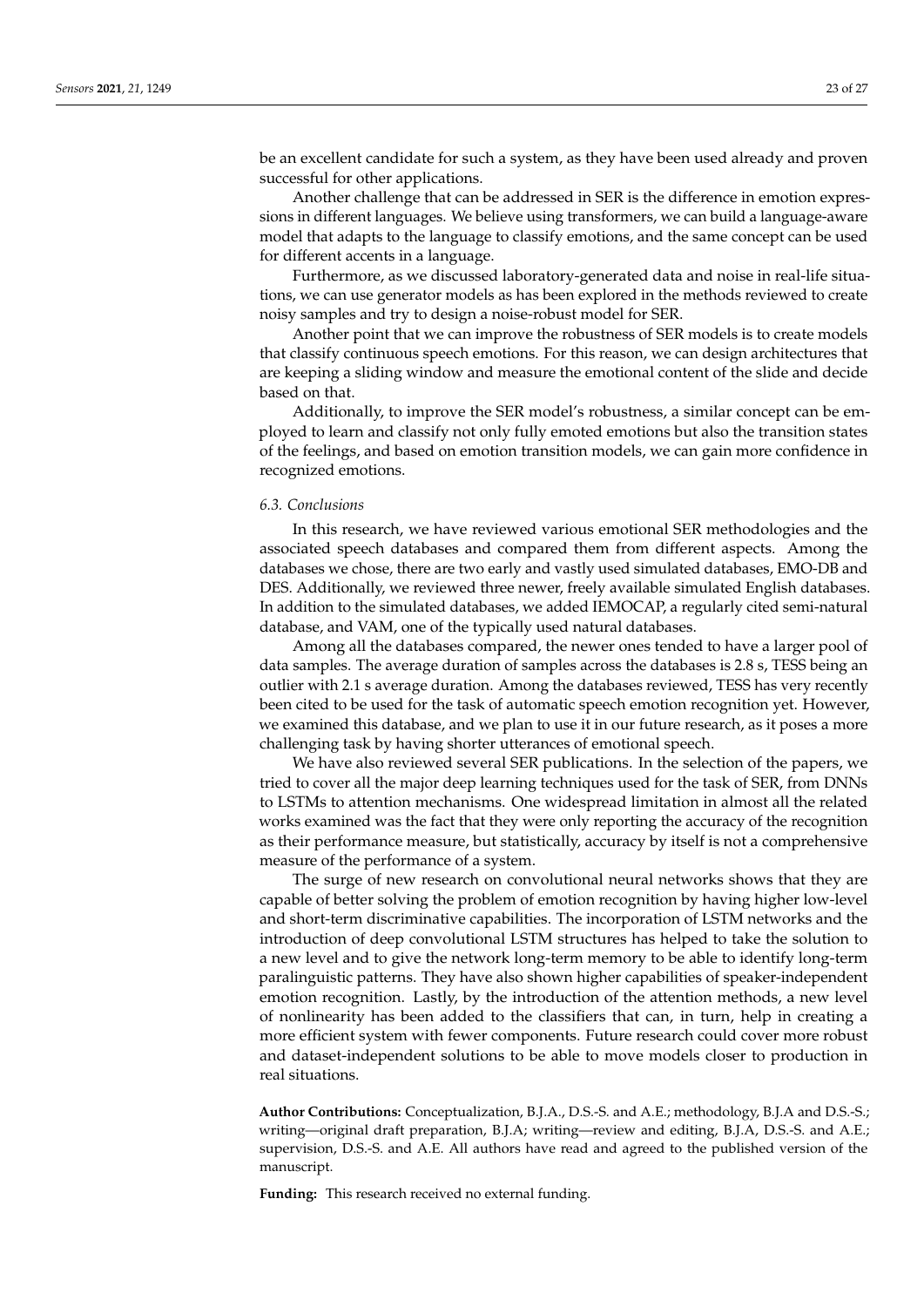be an excellent candidate for such a system, as they have been used already and proven successful for other applications.

Another challenge that can be addressed in SER is the difference in emotion expressions in different languages. We believe using transformers, we can build a language-aware model that adapts to the language to classify emotions, and the same concept can be used for different accents in a language.

Furthermore, as we discussed laboratory-generated data and noise in real-life situations, we can use generator models as has been explored in the methods reviewed to create noisy samples and try to design a noise-robust model for SER.

Another point that we can improve the robustness of SER models is to create models that classify continuous speech emotions. For this reason, we can design architectures that are keeping a sliding window and measure the emotional content of the slide and decide based on that.

Additionally, to improve the SER model's robustness, a similar concept can be employed to learn and classify not only fully emoted emotions but also the transition states of the feelings, and based on emotion transition models, we can gain more confidence in recognized emotions.

### *6.3. Conclusions*

In this research, we have reviewed various emotional SER methodologies and the associated speech databases and compared them from different aspects. Among the databases we chose, there are two early and vastly used simulated databases, EMO-DB and DES. Additionally, we reviewed three newer, freely available simulated English databases. In addition to the simulated databases, we added IEMOCAP, a regularly cited semi-natural database, and VAM, one of the typically used natural databases.

Among all the databases compared, the newer ones tended to have a larger pool of data samples. The average duration of samples across the databases is 2.8 s, TESS being an outlier with 2.1 s average duration. Among the databases reviewed, TESS has very recently been cited to be used for the task of automatic speech emotion recognition yet. However, we examined this database, and we plan to use it in our future research, as it poses a more challenging task by having shorter utterances of emotional speech.

We have also reviewed several SER publications. In the selection of the papers, we tried to cover all the major deep learning techniques used for the task of SER, from DNNs to LSTMs to attention mechanisms. One widespread limitation in almost all the related works examined was the fact that they were only reporting the accuracy of the recognition as their performance measure, but statistically, accuracy by itself is not a comprehensive measure of the performance of a system.

The surge of new research on convolutional neural networks shows that they are capable of better solving the problem of emotion recognition by having higher low-level and short-term discriminative capabilities. The incorporation of LSTM networks and the introduction of deep convolutional LSTM structures has helped to take the solution to a new level and to give the network long-term memory to be able to identify long-term paralinguistic patterns. They have also shown higher capabilities of speaker-independent emotion recognition. Lastly, by the introduction of the attention methods, a new level of nonlinearity has been added to the classifiers that can, in turn, help in creating a more efficient system with fewer components. Future research could cover more robust and dataset-independent solutions to be able to move models closer to production in real situations.

**Author Contributions:** Conceptualization, B.J.A., D.S.-S. and A.E.; methodology, B.J.A and D.S.-S.; writing—original draft preparation, B.J.A; writing—review and editing, B.J.A, D.S.-S. and A.E.; supervision, D.S.-S. and A.E. All authors have read and agreed to the published version of the manuscript.

**Funding:** This research received no external funding.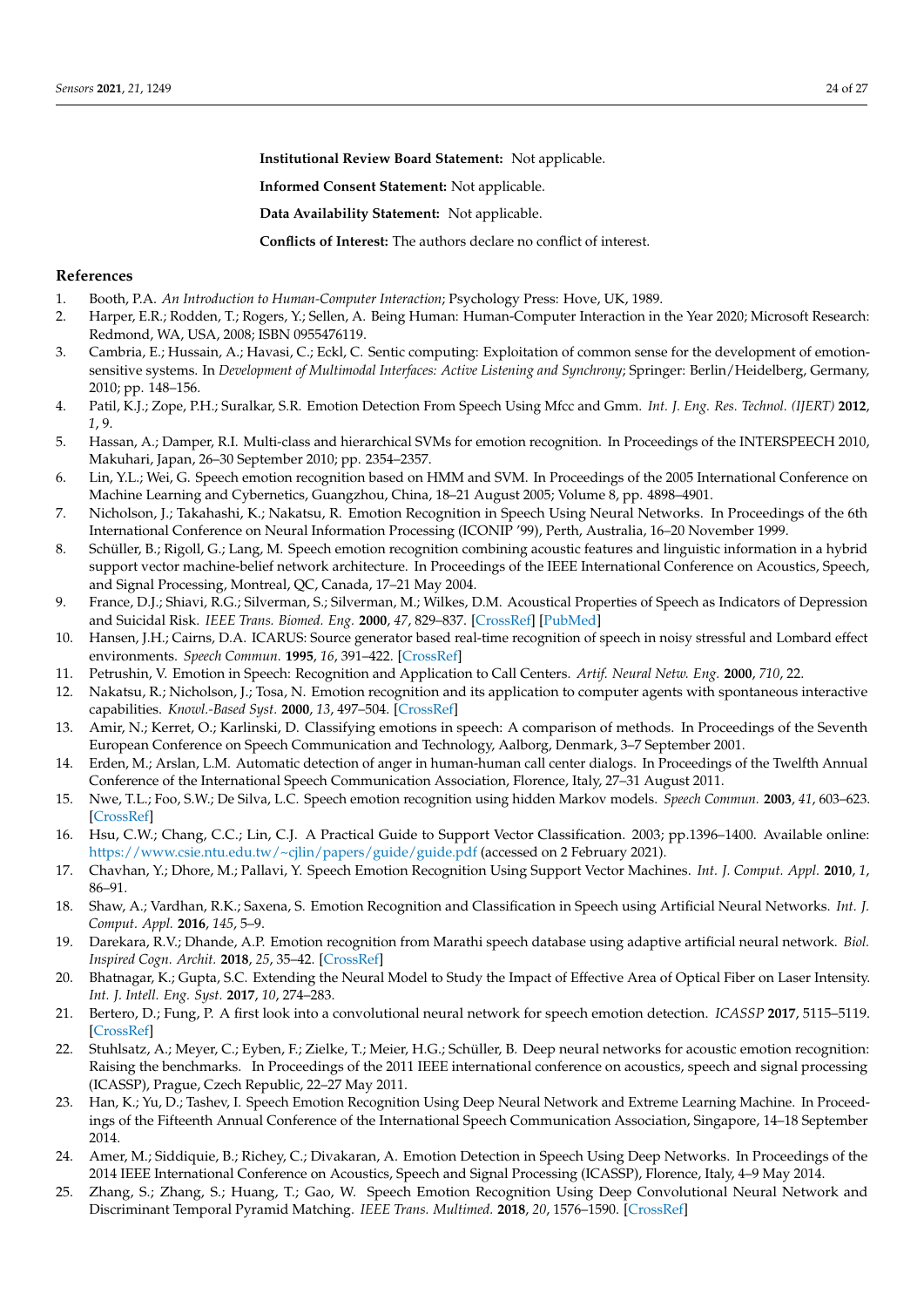**Institutional Review Board Statement:** Not applicable.

**Informed Consent Statement:** Not applicable.

**Data Availability Statement:** Not applicable.

**Conflicts of Interest:** The authors declare no conflict of interest.

## References

1. Booth, P.A. *An Introduction to Human-Computer Interaction*; Psychology Press: Hove, UK, 1989.
2. Harper, E.R.; Rodden, T.; Rogers, Y.; Sellen, A. Being Human: Human-Computer Interaction in the Year 2020; Microsoft Research: Redmond, WA, USA, 2008; ISBN 0955476119.
3. Cambria, E.; Hussain, A.; Havasi, C.; Eckl, C. Sentic computing: Exploitation of common sense for the development of emotion-sensitive systems. In *Development of Multimodal Interfaces: Active Listening and Synchrony*; Springer: Berlin/Heidelberg, Germany, 2010; pp. 148–156.
4. Patil, K.J.; Zope, P.H.; Suralkar, S.R. Emotion Detection From Speech Using Mfcc and Gmm. *Int. J. Eng. Res. Technol. (IJERT)* **2012**, *1*, 9.
5. Hassan, A.; Damper, R.I. Multi-class and hierarchical SVMs for emotion recognition. In Proceedings of the INTERSPEECH 2010, Makuhari, Japan, 26–30 September 2010; pp. 2354–2357.
6. Lin, Y.L.; Wei, G. Speech emotion recognition based on HMM and SVM. In Proceedings of the 2005 International Conference on Machine Learning and Cybernetics, Guangzhou, China, 18–21 August 2005; Volume 8, pp. 4898–4901.
7. Nicholson, J.; Takahashi, K.; Nakatsu, R. Emotion Recognition in Speech Using Neural Networks. In Proceedings of the 6th International Conference on Neural Information Processing (ICONIP '99), Perth, Australia, 16–20 November 1999.
8. Schüller, B.; Rigoll, G.; Lang, M. Speech emotion recognition combining acoustic features and linguistic information in a hybrid support vector machine-belief network architecture. In Proceedings of the IEEE International Conference on Acoustics, Speech, and Signal Processing, Montreal, QC, Canada, 17–21 May 2004.
9. France, D.J.; Shiavi, R.G.; Silverman, S.; Silverman, M.; Wilkes, D.M. Acoustical Properties of Speech as Indicators of Depression and Suicidal Risk. *IEEE Trans. Biomed. Eng.* **2000**, *47*, 829–837. [CrossRef] [PubMed]
10. Hansen, J.H.; Cairns, D.A. ICARUS: Source generator based real-time recognition of speech in noisy stressful and Lombard effect environments. *Speech Commun.* **1995**, *16*, 391–422. [CrossRef]
11. Petrushin, V. Emotion in Speech: Recognition and Application to Call Centers. *Artif. Neural Netw. Eng.* **2000**, *710*, 22.
12. Nakatsu, R.; Nicholson, J.; Tosa, N. Emotion recognition and its application to computer agents with spontaneous interactive capabilities. *Knowl.-Based Syst.* **2000**, *13*, 497–504. [CrossRef]
13. Amir, N.; Kerret, O.; Karlinski, D. Classifying emotions in speech: A comparison of methods. In Proceedings of the Seventh European Conference on Speech Communication and Technology, Aalborg, Denmark, 3–7 September 2001.
14. Erden, M.; Arslan, L.M. Automatic detection of anger in human-human call center dialogs. In Proceedings of the Twelfth Annual Conference of the International Speech Communication Association, Florence, Italy, 27–31 August 2011.
15. Nwe, T.L.; Foo, S.W.; De Silva, L.C. Speech emotion recognition using hidden Markov models. *Speech Commun.* **2003**, *41*, 603–623. [CrossRef]
16. Hsu, C.W.; Chang, C.C.; Lin, C.J. A Practical Guide to Support Vector Classification. 2003; pp.1396–1400. Available online: https://www.csie.ntu.edu.tw/~cjlin/papers/guide/guide.pdf (accessed on 2 February 2021).
17. Chavhan, Y.; Dhore, M.; Pallavi, Y. Speech Emotion Recognition Using Support Vector Machines. *Int. J. Comput. Appl.* **2010**, *1*, 86–91.
18. Shaw, A.; Vardhan, R.K.; Saxena, S. Emotion Recognition and Classification in Speech using Artificial Neural Networks. *Int. J. Comput. Appl.* **2016**, *145*, 5–9.
19. Darekara, R.V.; Dhande, A.P. Emotion recognition from Marathi speech database using adaptive artificial neural network. *Biol. Inspired Cogn. Archit.* **2018**, *25*, 35–42. [CrossRef]
20. Bhatnagar, K.; Gupta, S.C. Extending the Neural Model to Study the Impact of Effective Area of Optical Fiber on Laser Intensity. *Int. J. Intell. Eng. Syst.* **2017**, *10*, 274–283.
21. Bertero, D.; Fung, P. A first look into a convolutional neural network for speech emotion detection. *ICASSP* **2017**, 5115–5119. [CrossRef]
22. Stuhlsatz, A.; Meyer, C.; Eyben, F.; Zielke, T.; Meier, H.G.; Schüller, B. Deep neural networks for acoustic emotion recognition: Raising the benchmarks. In Proceedings of the 2011 IEEE international conference on acoustics, speech and signal processing (ICASSP), Prague, Czech Republic, 22–27 May 2011.
23. Han, K.; Yu, D.; Tashev, I. Speech Emotion Recognition Using Deep Neural Network and Extreme Learning Machine. In Proceedings of the Fifteenth Annual Conference of the International Speech Communication Association, Singapore, 14–18 September 2014.
24. Amer, M.; Siddiquie, B.; Richey, C.; Divakaran, A. Emotion Detection in Speech Using Deep Networks. In Proceedings of the 2014 IEEE International Conference on Acoustics, Speech and Signal Processing (ICASSP), Florence, Italy, 4–9 May 2014.
25. Zhang, S.; Zhang, S.; Huang, T.; Gao, W. Speech Emotion Recognition Using Deep Convolutional Neural Network and Discriminant Temporal Pyramid Matching. *IEEE Trans. Multimed.* **2018**, *20*, 1576–1590. [CrossRef]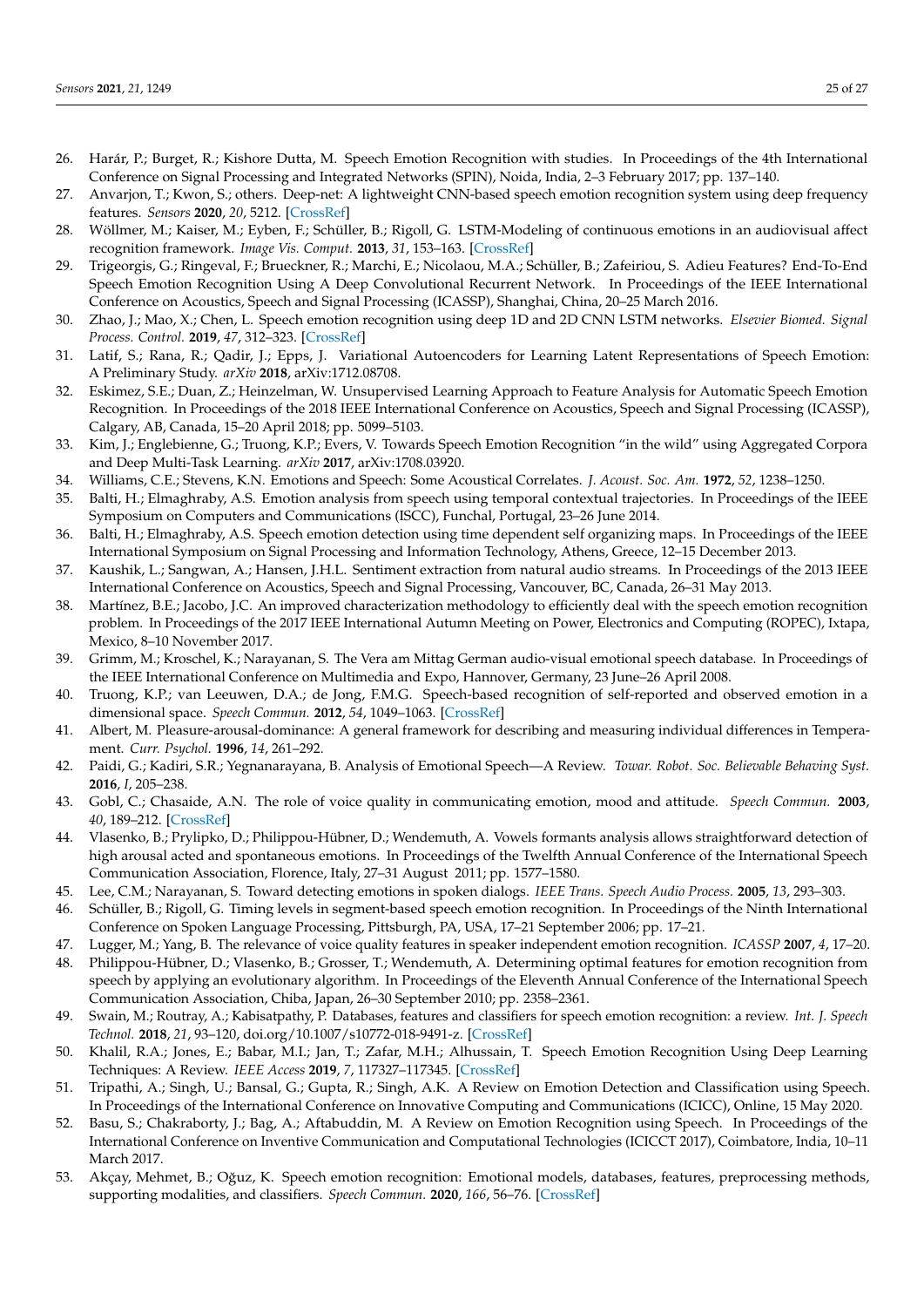26. Harár, P.; Burget, R.; Kishore Dutta, M. Speech Emotion Recognition with studies. In Proceedings of the 4th International Conference on Signal Processing and Integrated Networks (SPIN), Noida, India, 2–3 February 2017; pp. 137–140.
27. Anvarjon, T.; Kwon, S.; others. Deep-net: A lightweight CNN-based speech emotion recognition system using deep frequency features. *Sensors* **2020**, *20*, 5212. [CrossRef]
28. Wöllmer, M.; Kaiser, M.; Eyben, F.; Schüller, B.; Rigoll, G. LSTM-Modeling of continuous emotions in an audiovisual affect recognition framework. *Image Vis. Comput.* **2013**, *31*, 153–163. [CrossRef]
29. Trigeorgis, G.; Ringeval, F.; Brueckner, R.; Marchi, E.; Nicolaou, M.A.; Schüller, B.; Zafeiriou, S. Adieu Features? End-To-End Speech Emotion Recognition Using A Deep Convolutional Recurrent Network. In Proceedings of the IEEE International Conference on Acoustics, Speech and Signal Processing (ICASSP), Shanghai, China, 20–25 March 2016.
30. Zhao, J.; Mao, X.; Chen, L. Speech emotion recognition using deep 1D and 2D CNN LSTM networks. *Elsevier Biomed. Signal Process. Control.* **2019**, *47*, 312–323. [CrossRef]
31. Latif, S.; Rana, R.; Qadir, J.; Epps, J. Variational Autoencoders for Learning Latent Representations of Speech Emotion: A Preliminary Study. *arXiv* **2018**, arXiv:1712.08708.
32. Eskimez, S.E.; Duan, Z.; Heinzelman, W. Unsupervised Learning Approach to Feature Analysis for Automatic Speech Emotion Recognition. In Proceedings of the 2018 IEEE International Conference on Acoustics, Speech and Signal Processing (ICASSP), Calgary, AB, Canada, 15–20 April 2018; pp. 5099–5103.
33. Kim, J.; Englebienne, G.; Truong, K.P.; Evers, V. Towards Speech Emotion Recognition "in the wild" using Aggregated Corpora and Deep Multi-Task Learning. *arXiv* **2017**, arXiv:1708.03920.
34. Williams, C.E.; Stevens, K.N. Emotions and Speech: Some Acoustical Correlates. *J. Acoust. Soc. Am.* **1972**, *52*, 1238–1250.
35. Balti, H.; Elmaghraby, A.S. Emotion analysis from speech using temporal contextual trajectories. In Proceedings of the IEEE Symposium on Computers and Communications (ISCC), Funchal, Portugal, 23–26 June 2014.
36. Balti, H.; Elmaghraby, A.S. Speech emotion detection using time dependent self organizing maps. In Proceedings of the IEEE International Symposium on Signal Processing and Information Technology, Athens, Greece, 12–15 December 2013.
37. Kaushik, L.; Sangwan, A.; Hansen, J.H.L. Sentiment extraction from natural audio streams. In Proceedings of the 2013 IEEE International Conference on Acoustics, Speech and Signal Processing, Vancouver, BC, Canada, 26–31 May 2013.
38. Martínez, B.E.; Jacobo, J.C. An improved characterization methodology to efficiently deal with the speech emotion recognition problem. In Proceedings of the 2017 IEEE International Autumn Meeting on Power, Electronics and Computing (ROPEC), Ixtapa, Mexico, 8–10 November 2017.
39. Grimm, M.; Kroschel, K.; Narayanan, S. The Vera am Mittag German audio-visual emotional speech database. In Proceedings of the IEEE International Conference on Multimedia and Expo, Hannover, Germany, 23 June–26 April 2008.
40. Truong, K.P.; van Leeuwen, D.A.; de Jong, F.M.G. Speech-based recognition of self-reported and observed emotion in a dimensional space. *Speech Commun.* **2012**, *54*, 1049–1063. [CrossRef]
41. Albert, M. Pleasure-arousal-dominance: A general framework for describing and measuring individual differences in Temperament. *Curr. Psychol.* **1996**, *14*, 261–292.
42. Paidi, G.; Kadiri, S.R.; Yegnanarayana, B. Analysis of Emotional Speech—A Review. *Towar. Robot. Soc. Believable Behaving Syst.* **2016**, *I*, 205–238.
43. Gobl, C.; Chasaide, A.N. The role of voice quality in communicating emotion, mood and attitude. *Speech Commun.* **2003**, *40*, 189–212. [CrossRef]
44. Vlasenko, B.; Prylipko, D.; Philippou-Hübner, D.; Wendemuth, A. Vowels formants analysis allows straightforward detection of high arousal acted and spontaneous emotions. In Proceedings of the Twelfth Annual Conference of the International Speech Communication Association, Florence, Italy, 27–31 August 2011; pp. 1577–1580.
45. Lee, C.M.; Narayanan, S. Toward detecting emotions in spoken dialogs. *IEEE Trans. Speech Audio Process.* **2005**, *13*, 293–303.
46. Schüller, B.; Rigoll, G. Timing levels in segment-based speech emotion recognition. In Proceedings of the Ninth International Conference on Spoken Language Processing, Pittsburgh, PA, USA, 17–21 September 2006; pp. 17–21.
47. Lugger, M.; Yang, B. The relevance of voice quality features in speaker independent emotion recognition. *ICASSP* **2007**, *4*, 17–20.
48. Philippou-Hübner, D.; Vlasenko, B.; Grosser, T.; Wendemuth, A. Determining optimal features for emotion recognition from speech by applying an evolutionary algorithm. In Proceedings of the Eleventh Annual Conference of the International Speech Communication Association, Chiba, Japan, 26–30 September 2010; pp. 2358–2361.
49. Swain, M.; Routray, A.; Kabisatpathy, P. Databases, features and classifiers for speech emotion recognition: a review. *Int. J. Speech Technol.* **2018**, *21*, 93–120, doi.org/10.1007/s10772-018-9491-z. [CrossRef]
50. Khalil, R.A.; Jones, E.; Babar, M.I.; Jan, T.; Zafar, M.H.; Alhussain, T. Speech Emotion Recognition Using Deep Learning Techniques: A Review. *IEEE Access* **2019**, *7*, 117327–117345. [CrossRef]
51. Tripathi, A.; Singh, U.; Bansal, G.; Gupta, R.; Singh, A.K. A Review on Emotion Detection and Classification using Speech. In Proceedings of the International Conference on Innovative Computing and Communications (ICICC), Online, 15 May 2020.
52. Basu, S.; Chakraborty, J.; Bag, A.; Aftabuddin, M. A Review on Emotion Recognition using Speech. In Proceedings of the International Conference on Inventive Communication and Computational Technologies (ICICCT 2017), Coimbatore, India, 10–11 March 2017.
53. Akçay, Mehmet, B.; Oğuz, K. Speech emotion recognition: Emotional models, databases, features, preprocessing methods, supporting modalities, and classifiers. *Speech Commun.* **2020**, *166*, 56–76. [CrossRef]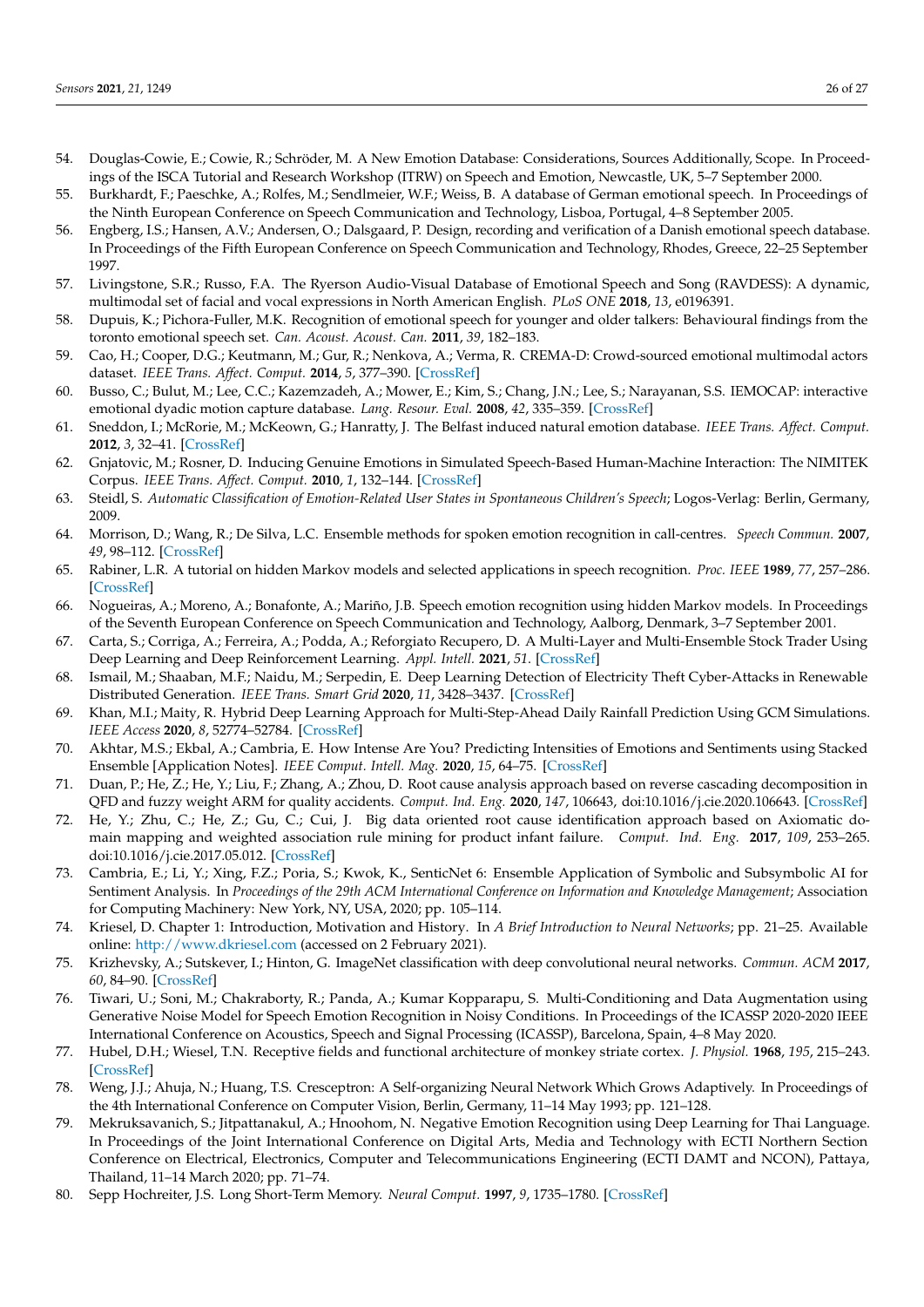54. Douglas-Cowie, E.; Cowie, R.; Schröder, M. A New Emotion Database: Considerations, Sources Additionally, Scope. In Proceedings of the ISCA Tutorial and Research Workshop (ITRW) on Speech and Emotion, Newcastle, UK, 5–7 September 2000.
55. Burkhardt, F.; Paeschke, A.; Rolfes, M.; Sendlmeier, W.F.; Weiss, B. A database of German emotional speech. In Proceedings of the Ninth European Conference on Speech Communication and Technology, Lisboa, Portugal, 4–8 September 2005.
56. Engberg, I.S.; Hansen, A.V.; Andersen, O.; Dalsgaard, P. Design, recording and verification of a Danish emotional speech database. In Proceedings of the Fifth European Conference on Speech Communication and Technology, Rhodes, Greece, 22–25 September 1997.
57. Livingstone, S.R.; Russo, F.A. The Ryerson Audio-Visual Database of Emotional Speech and Song (RAVDESS): A dynamic, multimodal set of facial and vocal expressions in North American English. *PLoS ONE* **2018**, *13*, e0196391.
58. Dupuis, K.; Pichora-Fuller, M.K. Recognition of emotional speech for younger and older talkers: Behavioural findings from the toronto emotional speech set. *Can. Acoust. Acoust. Can.* **2011**, *39*, 182–183.
59. Cao, H.; Cooper, D.G.; Keutmann, M.; Gur, R.; Nenkova, A.; Verma, R. CREMA-D: Crowd-sourced emotional multimodal actors dataset. *IEEE Trans. Affect. Comput.* **2014**, *5*, 377–390. [CrossRef]
60. Busso, C.; Bulut, M.; Lee, C.C.; Kazemzadeh, A.; Mower, E.; Kim, S.; Chang, J.N.; Lee, S.; Narayanan, S.S. IEMOCAP: interactive emotional dyadic motion capture database. *Lang. Resour. Eval.* **2008**, *42*, 335–359. [CrossRef]
61. Sneddon, I.; McRorie, M.; McKeown, G.; Hanratty, J. The Belfast induced natural emotion database. *IEEE Trans. Affect. Comput.* **2012**, *3*, 32–41. [CrossRef]
62. Gnjatovic, M.; Rosner, D. Inducing Genuine Emotions in Simulated Speech-Based Human-Machine Interaction: The NIMITEK Corpus. *IEEE Trans. Affect. Comput.* **2010**, *1*, 132–144. [CrossRef]
63. Steidl, S. *Automatic Classification of Emotion-Related User States in Spontaneous Children's Speech*; Logos-Verlag: Berlin, Germany, 2009.
64. Morrison, D.; Wang, R.; De Silva, L.C. Ensemble methods for spoken emotion recognition in call-centres. *Speech Commun.* **2007**, *49*, 98–112. [CrossRef]
65. Rabiner, L.R. A tutorial on hidden Markov models and selected applications in speech recognition. *Proc. IEEE* **1989**, *77*, 257–286. [CrossRef]
66. Nogueiras, A.; Moreno, A.; Bonafonte, A.; Mariño, J.B. Speech emotion recognition using hidden Markov models. In Proceedings of the Seventh European Conference on Speech Communication and Technology, Aalborg, Denmark, 3–7 September 2001.
67. Carta, S.; Corriga, A.; Ferreira, A.; Podda, A.; Reforgiato Recupero, D. A Multi-Layer and Multi-Ensemble Stock Trader Using Deep Learning and Deep Reinforcement Learning. *Appl. Intell.* **2021**, *51*. [CrossRef]
68. Ismail, M.; Shaaban, M.F.; Naidu, M.; Serpedin, E. Deep Learning Detection of Electricity Theft Cyber-Attacks in Renewable Distributed Generation. *IEEE Trans. Smart Grid* **2020**, *11*, 3428–3437. [CrossRef]
69. Khan, M.I.; Maity, R. Hybrid Deep Learning Approach for Multi-Step-Ahead Daily Rainfall Prediction Using GCM Simulations. *IEEE Access* **2020**, *8*, 52774–52784. [CrossRef]
70. Akhtar, M.S.; Ekbal, A.; Cambria, E. How Intense Are You? Predicting Intensities of Emotions and Sentiments using Stacked Ensemble [Application Notes]. *IEEE Comput. Intell. Mag.* **2020**, *15*, 64–75. [CrossRef]
71. Duan, P.; He, Z.; He, Y.; Liu, F.; Zhang, A.; Zhou, D. Root cause analysis approach based on reverse cascading decomposition in QFD and fuzzy weight ARM for quality accidents. *Comput. Ind. Eng.* **2020**, *147*, 106643, doi:10.1016/j.cie.2020.106643. [CrossRef]
72. He, Y.; Zhu, C.; He, Z.; Gu, C.; Cui, J. Big data oriented root cause identification approach based on Axiomatic domain mapping and weighted association rule mining for product infant failure. *Comput. Ind. Eng.* **2017**, *109*, 253–265. doi:10.1016/j.cie.2017.05.012. [CrossRef]
73. Cambria, E.; Li, Y.; Xing, F.Z.; Poria, S.; Kwok, K., SenticNet 6: Ensemble Application of Symbolic and Subsymbolic AI for Sentiment Analysis. In *Proceedings of the 29th ACM International Conference on Information and Knowledge Management*; Association for Computing Machinery: New York, NY, USA, 2020; pp. 105–114.
74. Kriesel, D. Chapter 1: Introduction, Motivation and History. In *A Brief Introduction to Neural Networks*; pp. 21–25. Available online: http://www.dkriesel.com (accessed on 2 February 2021).
75. Krizhevsky, A.; Sutskever, I.; Hinton, G. ImageNet classification with deep convolutional neural networks. *Commun. ACM* **2017**, *60*, 84–90. [CrossRef]
76. Tiwari, U.; Soni, M.; Chakraborty, R.; Panda, A.; Kumar Kopparapu, S. Multi-Conditioning and Data Augmentation using Generative Noise Model for Speech Emotion Recognition in Noisy Conditions. In Proceedings of the ICASSP 2020-2020 IEEE International Conference on Acoustics, Speech and Signal Processing (ICASSP), Barcelona, Spain, 4–8 May 2020.
77. Hubel, D.H.; Wiesel, T.N. Receptive fields and functional architecture of monkey striate cortex. *J. Physiol.* **1968**, *195*, 215–243. [CrossRef]
78. Weng, J.J.; Ahuja, N.; Huang, T.S. Cresceptron: A Self-organizing Neural Network Which Grows Adaptively. In Proceedings of the 4th International Conference on Computer Vision, Berlin, Germany, 11–14 May 1993; pp. 121–128.
79. Mekruksavanich, S.; Jitpattanakul, A.; Hnoohom, N. Negative Emotion Recognition using Deep Learning for Thai Language. In Proceedings of the Joint International Conference on Digital Arts, Media and Technology with ECTI Northern Section Conference on Electrical, Electronics, Computer and Telecommunications Engineering (ECTI DAMT and NCON), Pattaya, Thailand, 11–14 March 2020; pp. 71–74.
80. Sepp Hochreiter, J.S. Long Short-Term Memory. *Neural Comput.* **1997**, *9*, 1735–1780. [CrossRef]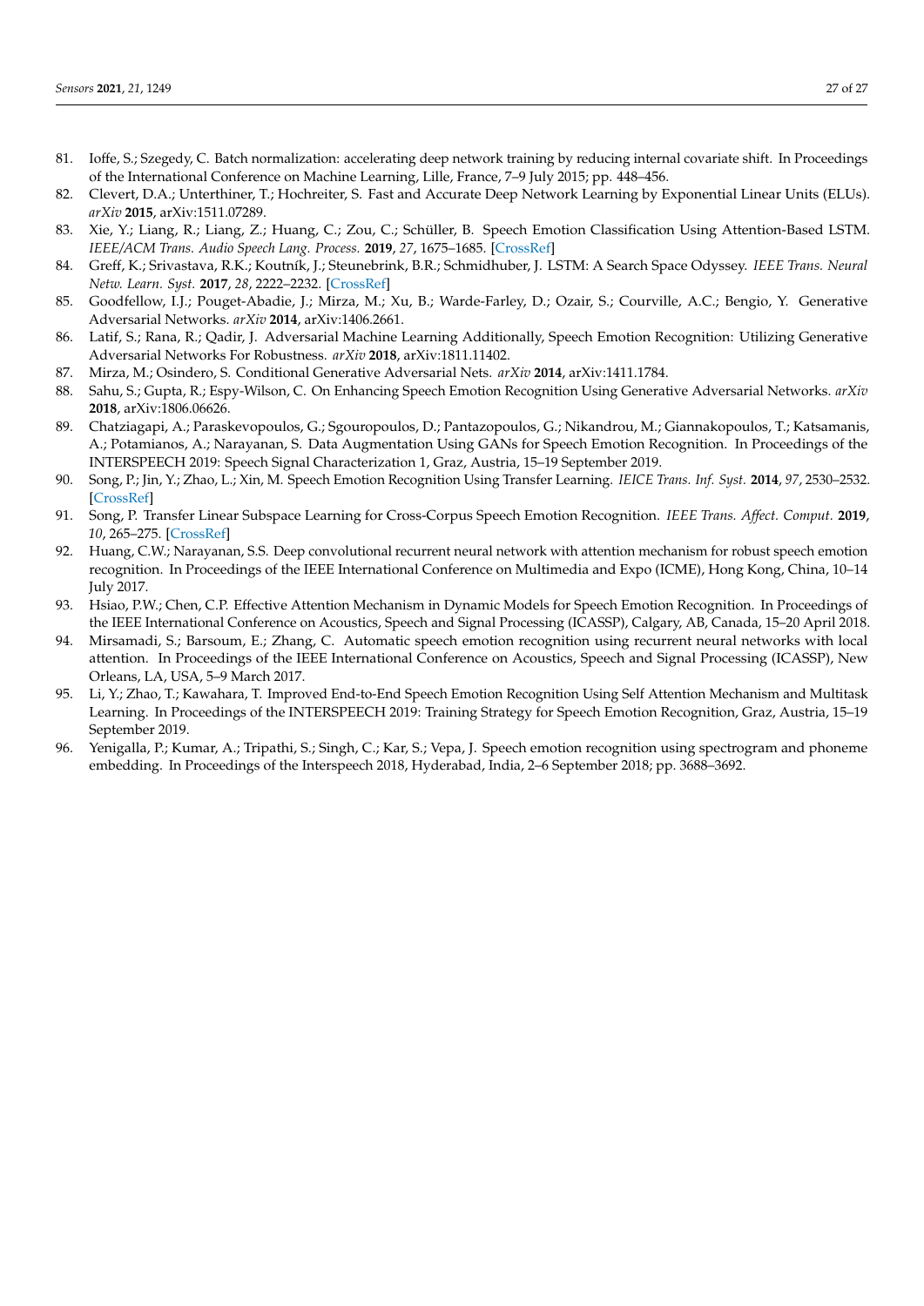81. Ioffe, S.; Szegedy, C. Batch normalization: accelerating deep network training by reducing internal covariate shift. In Proceedings of the International Conference on Machine Learning, Lille, France, 7–9 July 2015; pp. 448–456.
82. Clevert, D.A.; Unterthiner, T.; Hochreiter, S. Fast and Accurate Deep Network Learning by Exponential Linear Units (ELUs). *arXiv* **2015**, arXiv:1511.07289.
83. Xie, Y.; Liang, R.; Liang, Z.; Huang, C.; Zou, C.; Schüller, B. Speech Emotion Classification Using Attention-Based LSTM. *IEEE/ACM Trans. Audio Speech Lang. Process.* **2019**, *27*, 1675–1685. [CrossRef]
84. Greff, K.; Srivastava, R.K.; Koutník, J.; Steunebrink, B.R.; Schmidhuber, J. LSTM: A Search Space Odyssey. *IEEE Trans. Neural Netw. Learn. Syst.* **2017**, *28*, 2222–2232. [CrossRef]
85. Goodfellow, I.J.; Pouget-Abadie, J.; Mirza, M.; Xu, B.; Warde-Farley, D.; Ozair, S.; Courville, A.C.; Bengio, Y. Generative Adversarial Networks. *arXiv* **2014**, arXiv:1406.2661.
86. Latif, S.; Rana, R.; Qadir, J. Adversarial Machine Learning Additionally, Speech Emotion Recognition: Utilizing Generative Adversarial Networks For Robustness. *arXiv* **2018**, arXiv:1811.11402.
87. Mirza, M.; Osindero, S. Conditional Generative Adversarial Nets. *arXiv* **2014**, arXiv:1411.1784.
88. Sahu, S.; Gupta, R.; Espy-Wilson, C. On Enhancing Speech Emotion Recognition Using Generative Adversarial Networks. *arXiv* **2018**, arXiv:1806.06626.
89. Chatziagapi, A.; Paraskevopoulos, G.; Sgouropoulos, D.; Pantazopoulos, G.; Nikandrou, M.; Giannakopoulos, T.; Katsamanis, A.; Potamianos, A.; Narayanan, S. Data Augmentation Using GANs for Speech Emotion Recognition. In Proceedings of the INTERSPEECH 2019: Speech Signal Characterization 1, Graz, Austria, 15–19 September 2019.
90. Song, P.; Jin, Y.; Zhao, L.; Xin, M. Speech Emotion Recognition Using Transfer Learning. *IEICE Trans. Inf. Syst.* **2014**, *97*, 2530–2532. [CrossRef]
91. Song, P. Transfer Linear Subspace Learning for Cross-Corpus Speech Emotion Recognition. *IEEE Trans. Affect. Comput.* **2019**, *10*, 265–275. [CrossRef]
92. Huang, C.W.; Narayanan, S.S. Deep convolutional recurrent neural network with attention mechanism for robust speech emotion recognition. In Proceedings of the IEEE International Conference on Multimedia and Expo (ICME), Hong Kong, China, 10–14 July 2017.
93. Hsiao, P.W.; Chen, C.P. Effective Attention Mechanism in Dynamic Models for Speech Emotion Recognition. In Proceedings of the IEEE International Conference on Acoustics, Speech and Signal Processing (ICASSP), Calgary, AB, Canada, 15–20 April 2018.
94. Mirsamadi, S.; Barsoum, E.; Zhang, C. Automatic speech emotion recognition using recurrent neural networks with local attention. In Proceedings of the IEEE International Conference on Acoustics, Speech and Signal Processing (ICASSP), New Orleans, LA, USA, 5–9 March 2017.
95. Li, Y.; Zhao, T.; Kawahara, T. Improved End-to-End Speech Emotion Recognition Using Self Attention Mechanism and Multitask Learning. In Proceedings of the INTERSPEECH 2019: Training Strategy for Speech Emotion Recognition, Graz, Austria, 15–19 September 2019.
96. Yenigalla, P.; Kumar, A.; Tripathi, S.; Singh, C.; Kar, S.; Vepa, J. Speech emotion recognition using spectrogram and phoneme embedding. In Proceedings of the Interspeech 2018, Hyderabad, India, 2–6 September 2018; pp. 3688–3692.